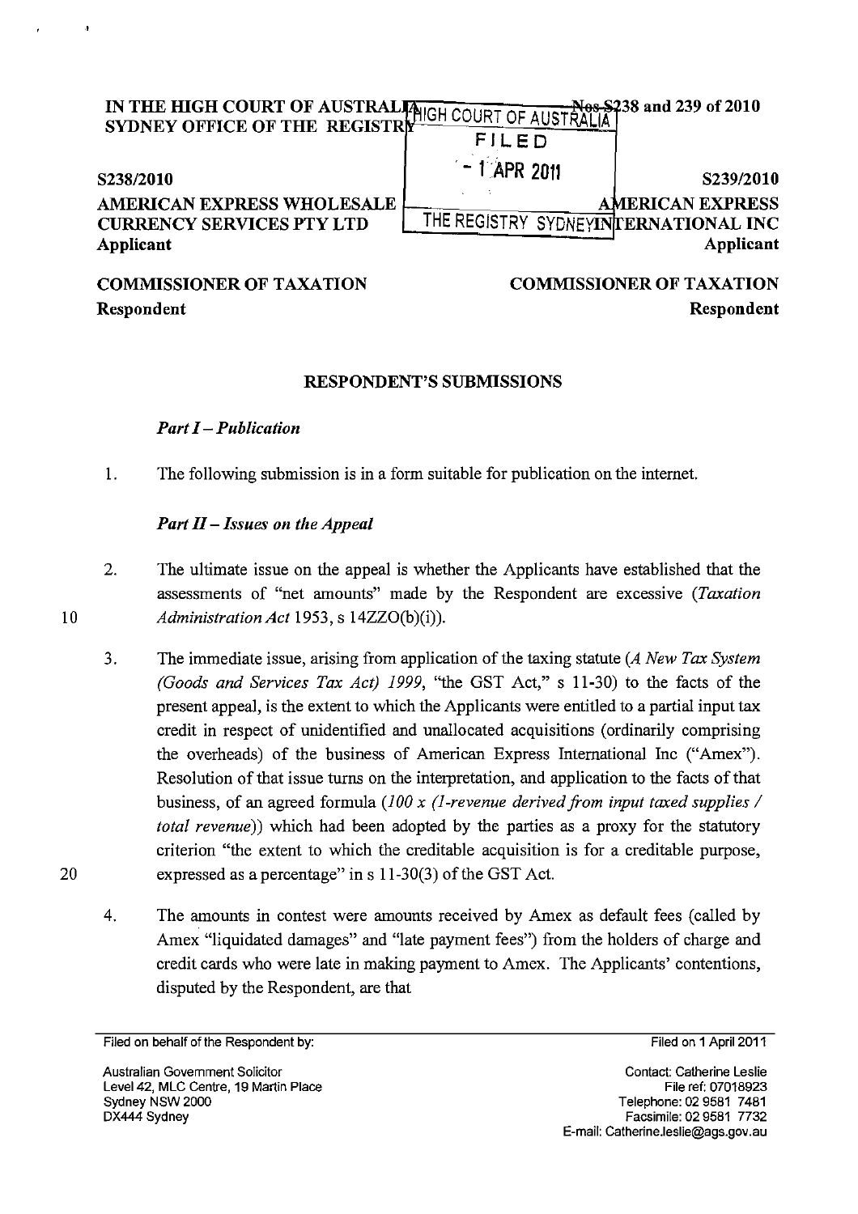IN THE HIGH COURT OF AUSTRALIA
SYDNEY OFFICE OF THE REGISTRY

Nos S238 and 239 of 2010

HIGH COURT OF AUSTRALIA
FILED
- 1 APR 2011
THE REGISTRY SYDNEY

| S238/2010 | S239/2010 |
|---|---|
| **AMERICAN EXPRESS WHOLESALE CURRENCY SERVICES PTY LTD** | **AMERICAN EXPRESS INTERNATIONAL INC** |
| **Applicant** | **Applicant** |
| **COMMISSIONER OF TAXATION** | **COMMISSIONER OF TAXATION** |
| **Respondent** | **Respondent** |

## RESPONDENT'S SUBMISSIONS

### *Part I – Publication*

1. The following submission is in a form suitable for publication on the internet.

### *Part II – Issues on the Appeal*

2. The ultimate issue on the appeal is whether the Applicants have established that the assessments of "net amounts" made by the Respondent are excessive (*Taxation Administration Act* 1953, s 14ZZO(b)(i)).

3. The immediate issue, arising from application of the taxing statute (*A New Tax System (Goods and Services Tax Act) 1999*, "the GST Act," s 11-30) to the facts of the present appeal, is the extent to which the Applicants were entitled to a partial input tax credit in respect of unidentified and unallocated acquisitions (ordinarily comprising the overheads) of the business of American Express International Inc ("Amex"). Resolution of that issue turns on the interpretation, and application to the facts of that business, of an agreed formula (*100 x (1-revenue derived from input taxed supplies / total revenue)*) which had been adopted by the parties as a proxy for the statutory criterion "the extent to which the creditable acquisition is for a creditable purpose, expressed as a percentage" in s 11-30(3) of the GST Act.

4. The amounts in contest were amounts received by Amex as default fees (called by Amex "liquidated damages" and "late payment fees") from the holders of charge and credit cards who were late in making payment to Amex. The Applicants' contentions, disputed by the Respondent, are that

---

Filed on behalf of the Respondent by:

Australian Government Solicitor
Level 42, MLC Centre, 19 Martin Place
Sydney NSW 2000
DX444 Sydney

Filed on 1 April 2011

Contact: Catherine Leslie
File ref: 07018923
Telephone: 02 9581 7481
Facsimile: 02 9581 7732
E-mail: Catherine.leslie@ags.gov.au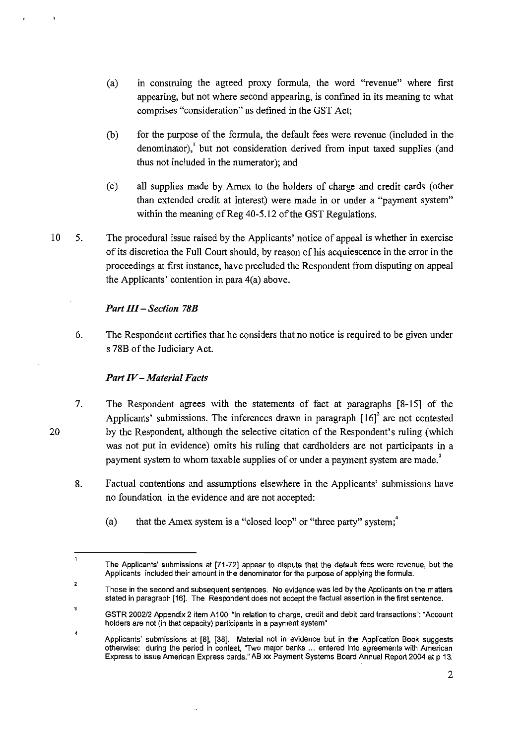(a) in construing the agreed proxy formula, the word "revenue" where first appearing, but not where second appearing, is confined in its meaning to what comprises "consideration" as defined in the GST Act;

(b) for the purpose of the formula, the default fees were revenue (included in the denominator),[1] but not consideration derived from input taxed supplies (and thus not included in the numerator); and

(c) all supplies made by Amex to the holders of charge and credit cards (other than extended credit at interest) were made in or under a "payment system" within the meaning of Reg 40-5.12 of the GST Regulations.

5. The procedural issue raised by the Applicants' notice of appeal is whether in exercise of its discretion the Full Court should, by reason of his acquiescence in the error in the proceedings at first instance, have precluded the Respondent from disputing on appeal the Applicants' contention in para 4(a) above.

*Part III – Section 78B*

6. The Respondent certifies that he considers that no notice is required to be given under s 78B of the Judiciary Act.

*Part IV – Material Facts*

7. The Respondent agrees with the statements of fact at paragraphs [8-15] of the Applicants' submissions. The inferences drawn in paragraph [16][2] are not contested by the Respondent, although the selective citation of the Respondent's ruling (which was not put in evidence) omits his ruling that cardholders are not participants in a payment system to whom taxable supplies of or under a payment system are made.[3]

8. Factual contentions and assumptions elsewhere in the Applicants' submissions have no foundation in the evidence and are not accepted:

(a) that the Amex system is a "closed loop" or "three party" system;[4]

---

[1] The Applicants' submissions at [71-72] appear to dispute that the default fees were revenue, but the Applicants included their amount in the denominator for the purpose of applying the formula.

[2] Those in the second and subsequent sentences. No evidence was led by the Applicants on the matters stated in paragraph [16]. The Respondent does not accept the factual assertion in the first sentence.

[3] GSTR 2002/2 Appendix 2 item A100, "in relation to charge, credit and debit card transactions": "Account holders are not (in that capacity) participants in a payment system"

[4] Applicants' submissions at [8], [38]. Material not in evidence but in the Application Book suggests otherwise: during the period in contest, "Two major banks ... entered into agreements with American Express to issue American Express cards," AB xx Payment Systems Board Annual Report 2004 at p 13.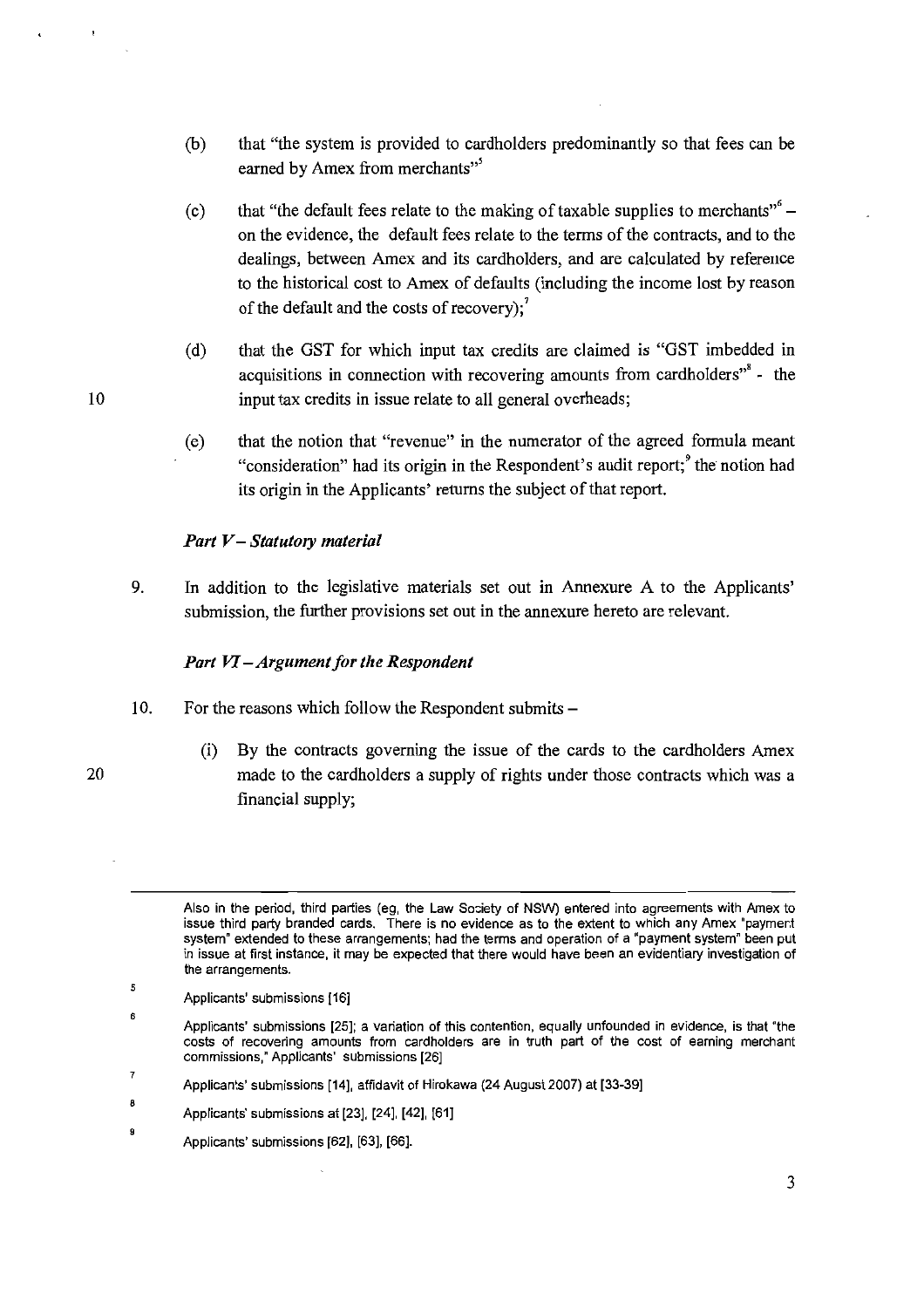(b) that "the system is provided to cardholders predominantly so that fees can be earned by Amex from merchants"[5]

(c) that "the default fees relate to the making of taxable supplies to merchants"[6] – on the evidence, the default fees relate to the terms of the contracts, and to the dealings, between Amex and its cardholders, and are calculated by reference to the historical cost to Amex of defaults (including the income lost by reason of the default and the costs of recovery);[7]

(d) that the GST for which input tax credits are claimed is "GST imbedded in acquisitions in connection with recovering amounts from cardholders"[8] - the input tax credits in issue relate to all general overheads;

(e) that the notion that "revenue" in the numerator of the agreed formula meant "consideration" had its origin in the Respondent's audit report;[9] the notion had its origin in the Applicants' returns the subject of that report.

### *Part V – Statutory material*

9. In addition to the legislative materials set out in Annexure A to the Applicants' submission, the further provisions set out in the annexure hereto are relevant.

### *Part VI – Argument for the Respondent*

10. For the reasons which follow the Respondent submits –

(i) By the contracts governing the issue of the cards to the cardholders Amex made to the cardholders a supply of rights under those contracts which was a financial supply;

---

Also in the period, third parties (eg, the Law Society of NSW) entered into agreements with Amex to issue third party branded cards. There is no evidence as to the extent to which any Amex "payment system" extended to these arrangements; had the terms and operation of a "payment system" been put in issue at first instance, it may be expected that there would have been an evidentiary investigation of the arrangements.

[5] Applicants' submissions [16]

[6] Applicants' submissions [25]; a variation of this contention, equally unfounded in evidence, is that "the costs of recovering amounts from cardholders are in truth part of the cost of earning merchant commissions," Applicants' submissions [26]

[7] Applicants' submissions [14], affidavit of Hirokawa (24 August 2007) at [33-39]

[8] Applicants' submissions at [23], [24], [42], [61]

[9] Applicants' submissions [62], [63], [66].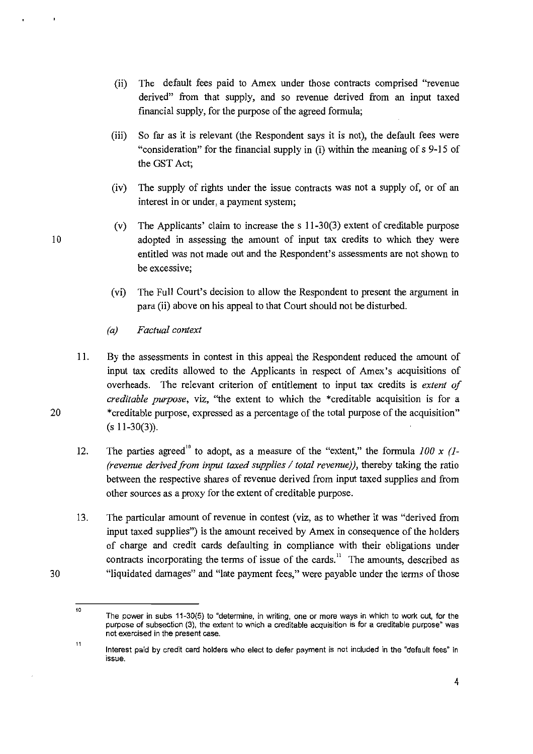(ii) The default fees paid to Amex under those contracts comprised "revenue derived" from that supply, and so revenue derived from an input taxed financial supply, for the purpose of the agreed formula;

(iii) So far as it is relevant (the Respondent says it is not), the default fees were "consideration" for the financial supply in (i) within the meaning of s 9-15 of the GST Act;

(iv) The supply of rights under the issue contracts was not a supply of, or of an interest in or under, a payment system;

(v) The Applicants' claim to increase the s 11-30(3) extent of creditable purpose adopted in assessing the amount of input tax credits to which they were entitled was not made out and the Respondent's assessments are not shown to be excessive;

(vi) The Full Court's decision to allow the Respondent to present the argument in para (ii) above on his appeal to that Court should not be disturbed.

*(a) Factual context*

11. By the assessments in contest in this appeal the Respondent reduced the amount of input tax credits allowed to the Applicants in respect of Amex's acquisitions of overheads. The relevant criterion of entitlement to input tax credits is *extent of creditable purpose*, viz, "the extent to which the \*creditable acquisition is for a \*creditable purpose, expressed as a percentage of the total purpose of the acquisition" (s 11-30(3)).

12. The parties agreed[10] to adopt, as a measure of the "extent," the formula *100 x (1-(revenue derived from input taxed supplies / total revenue))*, thereby taking the ratio between the respective shares of revenue derived from input taxed supplies and from other sources as a proxy for the extent of creditable purpose.

13. The particular amount of revenue in contest (viz, as to whether it was "derived from input taxed supplies") is the amount received by Amex in consequence of the holders of charge and credit cards defaulting in compliance with their obligations under contracts incorporating the terms of issue of the cards.[11] The amounts, described as "liquidated damages" and "late payment fees," were payable under the terms of those

---

[10] The power in subs 11-30(5) to "determine, in writing, one or more ways in which to work out, for the purpose of subsection (3), the extent to which a creditable acquisition is for a creditable purpose" was not exercised in the present case.

[11] Interest paid by credit card holders who elect to defer payment is not included in the "default fees" in issue.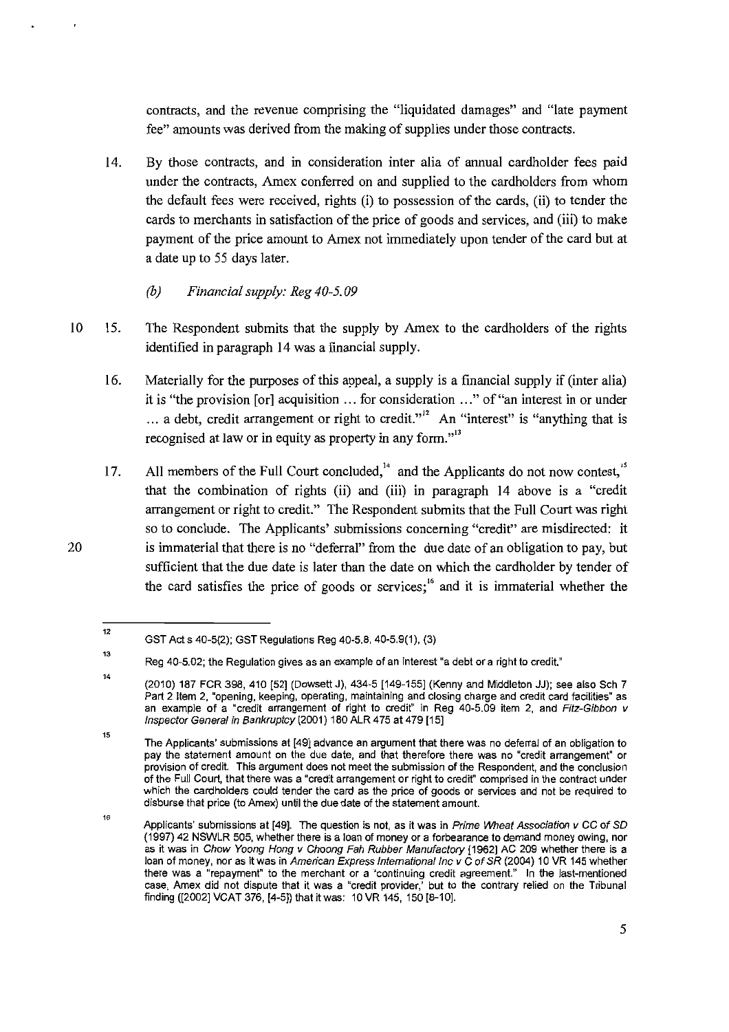contracts, and the revenue comprising the "liquidated damages" and "late payment fee" amounts was derived from the making of supplies under those contracts.

14. By those contracts, and in consideration inter alia of annual cardholder fees paid under the contracts, Amex conferred on and supplied to the cardholders from whom the default fees were received, rights (i) to possession of the cards, (ii) to tender the cards to merchants in satisfaction of the price of goods and services, and (iii) to make payment of the price amount to Amex not immediately upon tender of the card but at a date up to 55 days later.

*(b) Financial supply: Reg 40-5.09*

15. The Respondent submits that the supply by Amex to the cardholders of the rights identified in paragraph 14 was a financial supply.

16. Materially for the purposes of this appeal, a supply is a financial supply if (inter alia) it is "the provision [or] acquisition ... for consideration ..." of "an interest in or under ... a debt, credit arrangement or right to credit."[12] An "interest" is "anything that is recognised at law or in equity as property in any form."[13]

17. All members of the Full Court concluded,[14] and the Applicants do not now contest,[15] that the combination of rights (ii) and (iii) in paragraph 14 above is a "credit arrangement or right to credit." The Respondent submits that the Full Court was right so to conclude. The Applicants' submissions concerning "credit" are misdirected: it is immaterial that there is no "deferral" from the due date of an obligation to pay, but sufficient that the due date is later than the date on which the cardholder by tender of the card satisfies the price of goods or services;[16] and it is immaterial whether the

---

[12] GST Act s 40-5(2); GST Regulations Reg 40-5.8, 40-5.9(1), (3)

[13] Reg 40-5.02; the Regulation gives as an example of an interest "a debt or a right to credit."

[14] (2010) 187 FCR 398, 410 [52] (Dowsett J), 434-5 [149-155] (Kenny and Middleton JJ); see also Sch 7 Part 2 Item 2, "opening, keeping, operating, maintaining and closing charge and credit card facilities" as an example of a "credit arrangement of right to credit" in Reg 40-5.09 item 2, and *Fitz-Gibbon v Inspector General in Bankruptcy* (2001) 180 ALR 475 at 479 [15]

[15] The Applicants' submissions at [49] advance an argument that there was no deferral of an obligation to pay the statement amount on the due date, and that therefore there was no "credit arrangement" or provision of credit. This argument does not meet the submission of the Respondent, and the conclusion of the Full Court, that there was a "credit arrangement or right to credit" comprised in the contract under which the cardholders could tender the card as the price of goods or services and not be required to disburse that price (to Amex) until the due date of the statement amount.

[16] Applicants' submissions at [49]. The question is not, as it was in *Prime Wheat Association v CC of SD* (1997) 42 NSWLR 505, whether there is a loan of money or a forbearance to demand money owing, nor as it was in *Chow Yoong Hong v Choong Fah Rubber Manufactory* [1962] AC 209 whether there is a loan of money, nor as it was in *American Express International Inc v C of SR* (2004) 10 VR 145 whether there was a "repayment" to the merchant or a 'continuing credit agreement." In the last-mentioned case, Amex did not dispute that it was a "credit provider,' but to the contrary relied on the Tribunal finding ([2002] VCAT 376, [4-5]) that it was: 10 VR 145, 150 [8-10].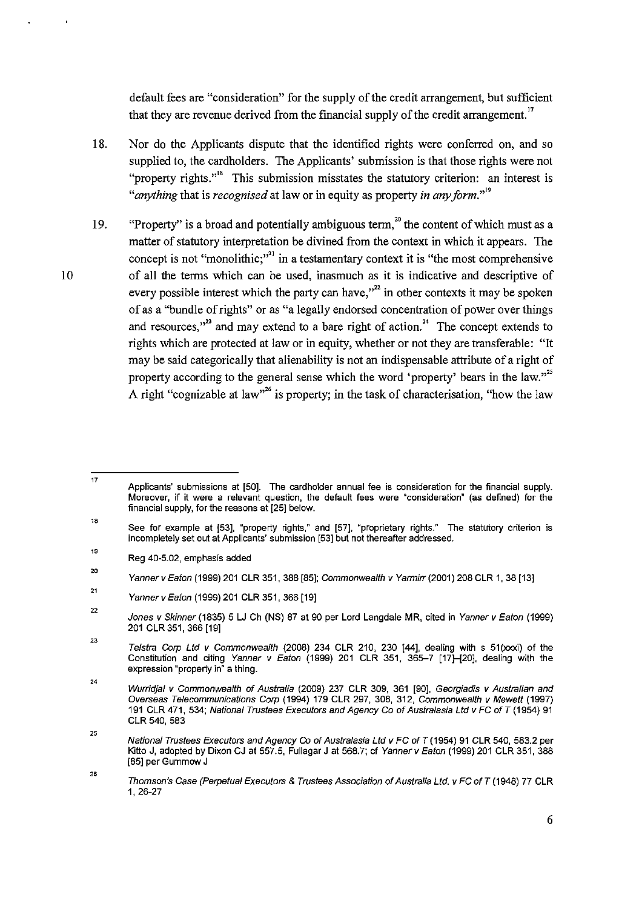default fees are "consideration" for the supply of the credit arrangement, but sufficient that they are revenue derived from the financial supply of the credit arrangement.[17]

18. Nor do the Applicants dispute that the identified rights were conferred on, and so supplied to, the cardholders. The Applicants' submission is that those rights were not "property rights."[18] This submission misstates the statutory criterion: an interest is "*anything* that is *recognised* at law or in equity as property *in any form*."[19]

19. "Property" is a broad and potentially ambiguous term,[20] the content of which must as a matter of statutory interpretation be divined from the context in which it appears. The concept is not "monolithic;"[21] in a testamentary context it is "the most comprehensive of all the terms which can be used, inasmuch as it is indicative and descriptive of every possible interest which the party can have,"[22] in other contexts it may be spoken of as a "bundle of rights" or as "a legally endorsed concentration of power over things and resources,"[23] and may extend to a bare right of action.[24] The concept extends to rights which are protected at law or in equity, whether or not they are transferable: "It may be said categorically that alienability is not an indispensable attribute of a right of property according to the general sense which the word 'property' bears in the law."[25] A right "cognizable at law"[26] is property; in the task of characterisation, "how the law

---

[17] Applicants' submissions at [50]. The cardholder annual fee is consideration for the financial supply. Moreover, if it were a relevant question, the default fees were "consideration" (as defined) for the financial supply, for the reasons at [25] below.

[18] See for example at [53], "property rights," and [57], "proprietary rights." The statutory criterion is incompletely set out at Applicants' submission [53] but not thereafter addressed.

[19] Reg 40-5.02, emphasis added

[20] *Yanner v Eaton* (1999) 201 CLR 351, 388 [85]; *Commonwealth v Yarmirr* (2001) 208 CLR 1, 38 [13]

[21] *Yanner v Eaton* (1999) 201 CLR 351, 366 [19]

[22] *Jones v Skinner* (1835) 5 LJ Ch (NS) 87 at 90 per Lord Langdale MR, cited in *Yanner v Eaton* (1999) 201 CLR 351, 366 [19]

[23] *Telstra Corp Ltd v Commonwealth* (2008) 234 CLR 210, 230 [44], dealing with s 51(xxxi) of the Constitution and citing *Yanner v Eaton* (1999) 201 CLR 351, 365–7 [17]–[20], dealing with the expression "property in" a thing.

[24] *Wurridjal v Commonwealth of Australia* (2009) 237 CLR 309, 361 [90], *Georgiadis v Australian and Overseas Telecommunications Corp* (1994) 179 CLR 297, 308, 312, *Commonwealth v Mewett* (1997) 191 CLR 471, 534; *National Trustees Executors and Agency Co of Australasia Ltd v FC of T* (1954) 91 CLR 540, 583

[25] *National Trustees Executors and Agency Co of Australasia Ltd v FC of T* (1954) 91 CLR 540, 583.2 per Kitto J, adopted by Dixon CJ at 557.5, Fullagar J at 568.7; cf *Yanner v Eaton* (1999) 201 CLR 351, 388 [85] per Gummow J

[26] *Thomson's Case (Perpetual Executors & Trustees Association of Australia Ltd. v FC of T* (1948) 77 CLR 1, 26-27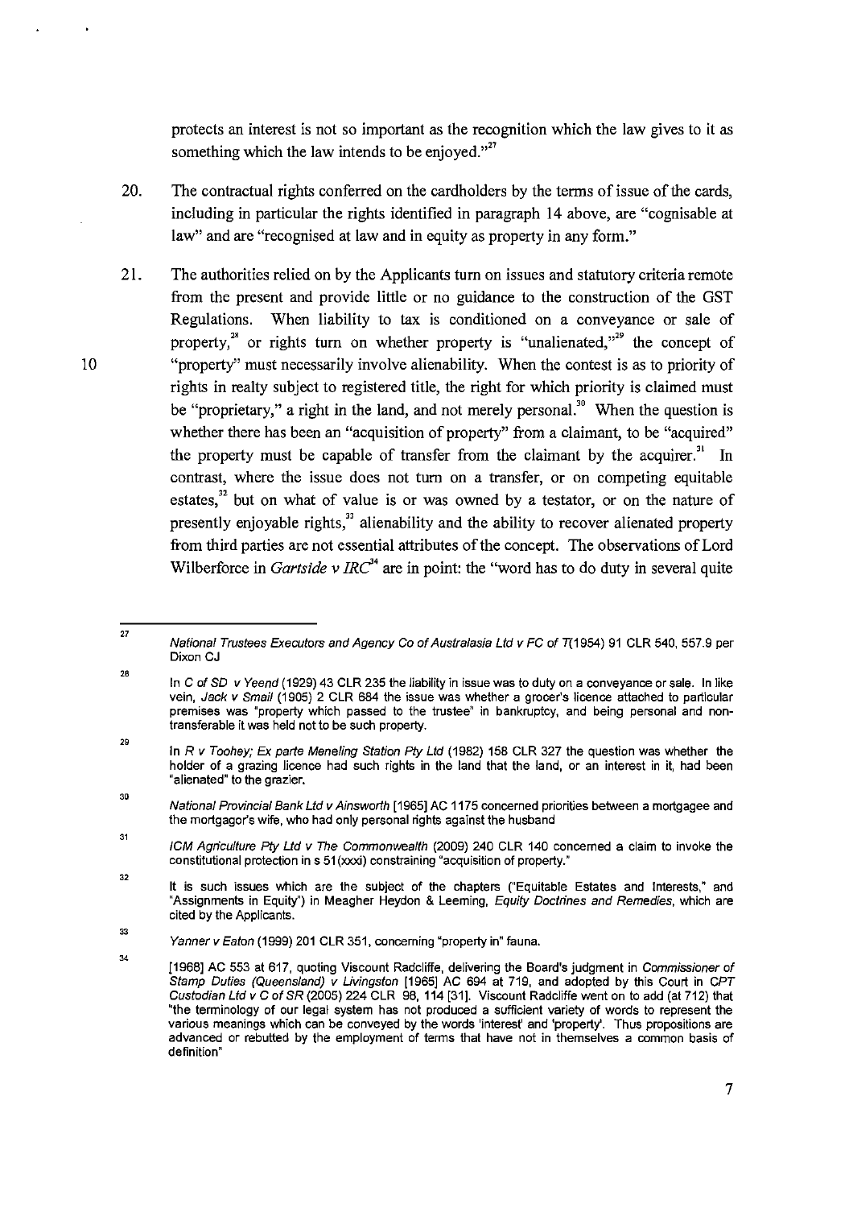protects an interest is not so important as the recognition which the law gives to it as something which the law intends to be enjoyed."[27]

20. The contractual rights conferred on the cardholders by the terms of issue of the cards, including in particular the rights identified in paragraph 14 above, are "cognisable at law" and are "recognised at law and in equity as property in any form."

21. The authorities relied on by the Applicants turn on issues and statutory criteria remote from the present and provide little or no guidance to the construction of the GST Regulations. When liability to tax is conditioned on a conveyance or sale of property,[28] or rights turn on whether property is "unalienated,"[29] the concept of "property" must necessarily involve alienability. When the contest is as to priority of rights in realty subject to registered title, the right for which priority is claimed must be "proprietary," a right in the land, and not merely personal.[30] When the question is whether there has been an "acquisition of property" from a claimant, to be "acquired" the property must be capable of transfer from the claimant by the acquirer.[31] In contrast, where the issue does not turn on a transfer, or on competing equitable estates,[32] but on what of value is or was owned by a testator, or on the nature of presently enjoyable rights,[33] alienability and the ability to recover alienated property from third parties are not essential attributes of the concept. The observations of Lord Wilberforce in *Gartside v IRC*[34] are in point: the "word has to do duty in several quite

---

[27] *National Trustees Executors and Agency Co of Australasia Ltd v FC of T*(1954) 91 CLR 540, 557.9 per Dixon CJ

[28] In *C of SD v Yeend* (1929) 43 CLR 235 the liability in issue was to duty on a conveyance or sale. In like vein, *Jack v Smail* (1905) 2 CLR 684 the issue was whether a grocer's licence attached to particular premises was "property which passed to the trustee" in bankruptcy, and being personal and non-transferable it was held not to be such property.

[29] In *R v Toohey; Ex parte Meneling Station Pty Ltd* (1982) 158 CLR 327 the question was whether the holder of a grazing licence had such rights in the land that the land, or an interest in it, had been "alienated" to the grazier.

[30] *National Provincial Bank Ltd v Ainsworth* [1965] AC 1175 concerned priorities between a mortgagee and the mortgagor's wife, who had only personal rights against the husband

[31] *ICM Agriculture Pty Ltd v The Commonwealth* (2009) 240 CLR 140 concerned a claim to invoke the constitutional protection in s 51(xxxi) constraining "acquisition of property."

[32] It is such issues which are the subject of the chapters ("Equitable Estates and Interests," and "Assignments in Equity") in Meagher Heydon & Leeming, *Equity Doctrines and Remedies*, which are cited by the Applicants.

[33] *Yanner v Eaton* (1999) 201 CLR 351, concerning "property in" fauna.

[34] [1968] AC 553 at 617, quoting Viscount Radcliffe, delivering the Board's judgment in *Commissioner of Stamp Duties (Queensland) v Livingston* [1965] AC 694 at 719, and adopted by this Court in *CPT Custodian Ltd v C of SR* (2005) 224 CLR 98, 114 [31]. Viscount Radcliffe went on to add (at 712) that "the terminology of our legal system has not produced a sufficient variety of words to represent the various meanings which can be conveyed by the words 'interest' and 'property'. Thus propositions are advanced or rebutted by the employment of terms that have not in themselves a common basis of definition"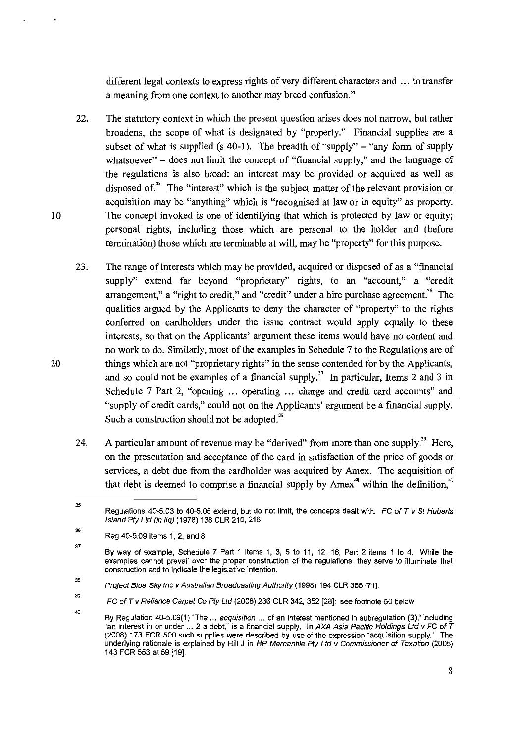different legal contexts to express rights of very different characters and ... to transfer a meaning from one context to another may breed confusion."

22. The statutory context in which the present question arises does not narrow, but rather broadens, the scope of what is designated by "property." Financial supplies are a subset of what is supplied (s 40-1). The breadth of "supply" – "any form of supply whatsoever" – does not limit the concept of "financial supply," and the language of the regulations is also broad: an interest may be provided or acquired as well as disposed of.[35] The "interest" which is the subject matter of the relevant provision or acquisition may be "anything" which is "recognised at law or in equity" as property. The concept invoked is one of identifying that which is protected by law or equity; personal rights, including those which are personal to the holder and (before termination) those which are terminable at will, may be "property" for this purpose.

23. The range of interests which may be provided, acquired or disposed of as a "financial supply" extend far beyond "proprietary" rights, to an "account," a "credit arrangement," a "right to credit," and "credit" under a hire purchase agreement.[36] The qualities argued by the Applicants to deny the character of "property" to the rights conferred on cardholders under the issue contract would apply equally to these interests, so that on the Applicants' argument these items would have no content and no work to do. Similarly, most of the examples in Schedule 7 to the Regulations are of things which are not "proprietary rights" in the sense contended for by the Applicants, and so could not be examples of a financial supply.[37] In particular, Items 2 and 3 in Schedule 7 Part 2, "opening ... operating ... charge and credit card accounts" and "supply of credit cards," could not on the Applicants' argument be a financial supply. Such a construction should not be adopted.[38]

24. A particular amount of revenue may be "derived" from more than one supply.[39] Here, on the presentation and acceptance of the card in satisfaction of the price of goods or services, a debt due from the cardholder was acquired by Amex. The acquisition of that debt is deemed to comprise a financial supply by Amex[40] within the definition,[41]

---

[35] Regulations 40-5.03 to 40-5.05 extend, but do not limit, the concepts dealt with: *FC of T v St Huberts Island Pty Ltd (in liq)* (1978) 138 CLR 210, 216

[36] Reg 40-5.09 items 1, 2, and 8

[37] By way of example, Schedule 7 Part 1 items 1, 3, 6 to 11, 12, 16, Part 2 items 1 to 4. While the examples cannot prevail over the proper construction of the regulations, they serve to illuminate that construction and to indicate the legislative intention.

[38] *Project Blue Sky Inc v Australian Broadcasting Authority* (1998) 194 CLR 355 [71].

[39] *FC of T v Reliance Carpet Co Pty Ltd* (2008) 236 CLR 342, 352 [28]; see footnote 50 below

[40] By Regulation 40-5.09(1) "The ... *acquisition* ... of an interest mentioned in subregulation (3)," including "an interest in or under ... 2 a debt," is a financial supply. In *AXA Asia Pacific Holdings Ltd v FC of T* (2008) 173 FCR 500 such supplies were described by use of the expression "acquisition supply." The underlying rationale is explained by Hill J in *HP Mercantile Pty Ltd v Commissioner of Taxation* (2005) 143 FCR 553 at 59 [19].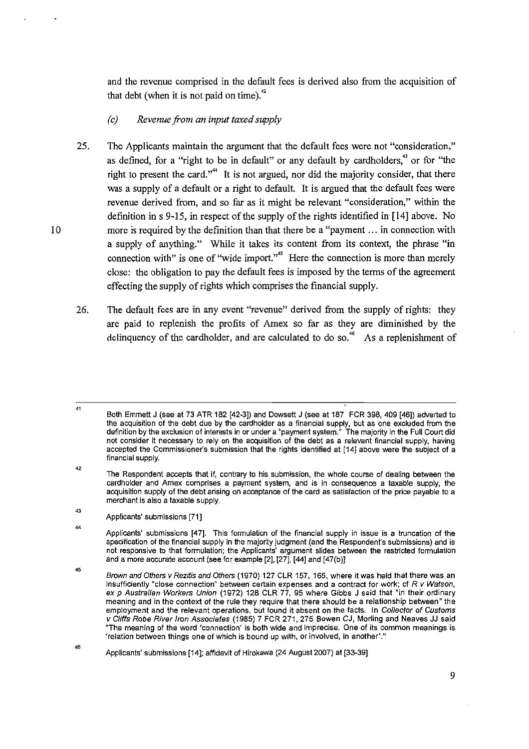and the revenue comprised in the default fees is derived also from the acquisition of that debt (when it is not paid on time).[42]

*(c) Revenue from an input taxed supply*

25. The Applicants maintain the argument that the default fees were not "consideration," as defined, for a "right to be in default" or any default by cardholders,[43] or for "the right to present the card."[44] It is not argued, nor did the majority consider, that there was a supply of a default or a right to default. It is argued that the default fees were revenue derived from, and so far as it might be relevant "consideration," within the definition in s 9-15, in respect of the supply of the rights identified in [14] above. No more is required by the definition than that there be a "payment ... in connection with a supply of anything." While it takes its content from its context, the phrase "in connection with" is one of "wide import."[45] Here the connection is more than merely close: the obligation to pay the default fees is imposed by the terms of the agreement effecting the supply of rights which comprises the financial supply.

26. The default fees are in any event "revenue" derived from the supply of rights: they are paid to replenish the profits of Amex so far as they are diminished by the delinquency of the cardholder, and are calculated to do so.[46] As a replenishment of

---

[41] Both Emmett J (see at 73 ATR 182 [42-3]) and Dowsett J (see at 187 FCR 398, 409 [46]) adverted to the acquisition of the debt due by the cardholder as a financial supply, but as one excluded from the definition by the exclusion of interests in or under a "payment system." The majority in the Full Court did not consider it necessary to rely on the acquisition of the debt as a relevant financial supply, having accepted the Commissioner's submission that the rights identified at [14] above were the subject of a financial supply.

[42] The Respondent accepts that if, contrary to his submission, the whole course of dealing between the cardholder and Amex comprises a payment system, and is in consequence a taxable supply, the acquisition supply of the debt arising on acceptance of the card as satisfaction of the price payable to a merchant is also a taxable supply.

[43] Applicants' submissions [71]

[44] Applicants' submissions [47]. This formulation of the financial supply in issue is a truncation of the specification of the financial supply in the majority judgment (and the Respondent's submissions) and is not responsive to that formulation; the Applicants' argument slides between the restricted formulation and a more accurate account (see for example [2], [27], [44] and [47(b)]

[45] *Brown and Others v Rezitis and Others* (1970) 127 CLR 157, 165, where it was held that there was an insufficiently "close connection" between certain expenses and a contract for work; cf *R v Watson, ex p Australian Workers Union* (1972) 128 CLR 77, 95 where Gibbs J said that "in their ordinary meaning and in the context of the rule they require that there should be a relationship between" the employment and the relevant operations, but found it absent on the facts. In *Collector of Customs v Cliffs Robe River Iron Associates* (1985) 7 FCR 271, 275 Bowen CJ, Morling and Neaves JJ said "The meaning of the word 'connection' is both wide and imprecise. One of its common meanings is 'relation between things one of which is bound up with, or involved, in another'."

[46] Applicants' submissions [14]; affidavit of Hirokawa (24 August 2007) at [33-39]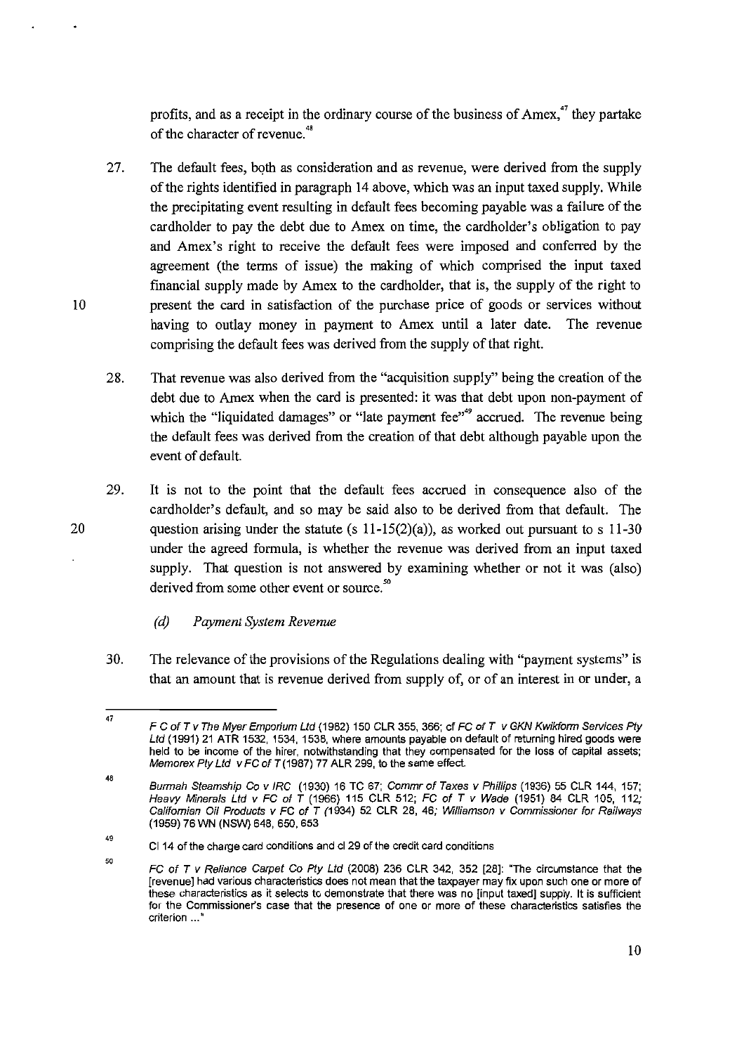profits, and as a receipt in the ordinary course of the business of Amex,[47] they partake of the character of revenue.[48]

27. The default fees, both as consideration and as revenue, were derived from the supply of the rights identified in paragraph 14 above, which was an input taxed supply. While the precipitating event resulting in default fees becoming payable was a failure of the cardholder to pay the debt due to Amex on time, the cardholder's obligation to pay and Amex's right to receive the default fees were imposed and conferred by the agreement (the terms of issue) the making of which comprised the input taxed financial supply made by Amex to the cardholder, that is, the supply of the right to present the card in satisfaction of the purchase price of goods or services without having to outlay money in payment to Amex until a later date. The revenue comprising the default fees was derived from the supply of that right.

28. That revenue was also derived from the "acquisition supply" being the creation of the debt due to Amex when the card is presented: it was that debt upon non-payment of which the "liquidated damages" or "late payment fee"[49] accrued. The revenue being the default fees was derived from the creation of that debt although payable upon the event of default.

29. It is not to the point that the default fees accrued in consequence also of the cardholder's default, and so may be said also to be derived from that default. The question arising under the statute (s 11-15(2)(a)), as worked out pursuant to s 11-30 under the agreed formula, is whether the revenue was derived from an input taxed supply. That question is not answered by examining whether or not it was (also) derived from some other event or source.[50]

*(d) Payment System Revenue*

30. The relevance of the provisions of the Regulations dealing with "payment systems" is that an amount that is revenue derived from supply of, or of an interest in or under, a

---

[47] *F C of T v The Myer Emporium Ltd* (1982) 150 CLR 355, 366; cf *FC of T v GKN Kwikform Services Pty Ltd* (1991) 21 ATR 1532, 1534, 1538, where amounts payable on default of returning hired goods were held to be income of the hirer, notwithstanding that they compensated for the loss of capital assets; *Memorex Pty Ltd v FC of T* (1987) 77 ALR 299, to the same effect.

[48] *Burmah Steamship Co v IRC* (1930) 16 TC 67; *Commr of Taxes v Phillips* (1936) 55 CLR 144, 157; *Heavy Minerals Ltd v FC of T* (1966) 115 CLR 512; *FC of T v Wade* (1951) 84 CLR 105, 112; *Californian Oil Products v FC of T* (1934) 52 CLR 28, 46; *Williamson v Commissioner for Railways* (1959) 76 WN (NSW) 648, 650, 653

[49] Cl 14 of the charge card conditions and cl 29 of the credit card conditions

[50] *FC of T v Reliance Carpet Co Pty Ltd* (2008) 236 CLR 342, 352 [28]: "The circumstance that the [revenue] had various characteristics does not mean that the taxpayer may fix upon such one or more of these characteristics as it selects to demonstrate that there was no [input taxed] supply. It is sufficient for the Commissioner's case that the presence of one or more of these characteristics satisfies the criterion ..."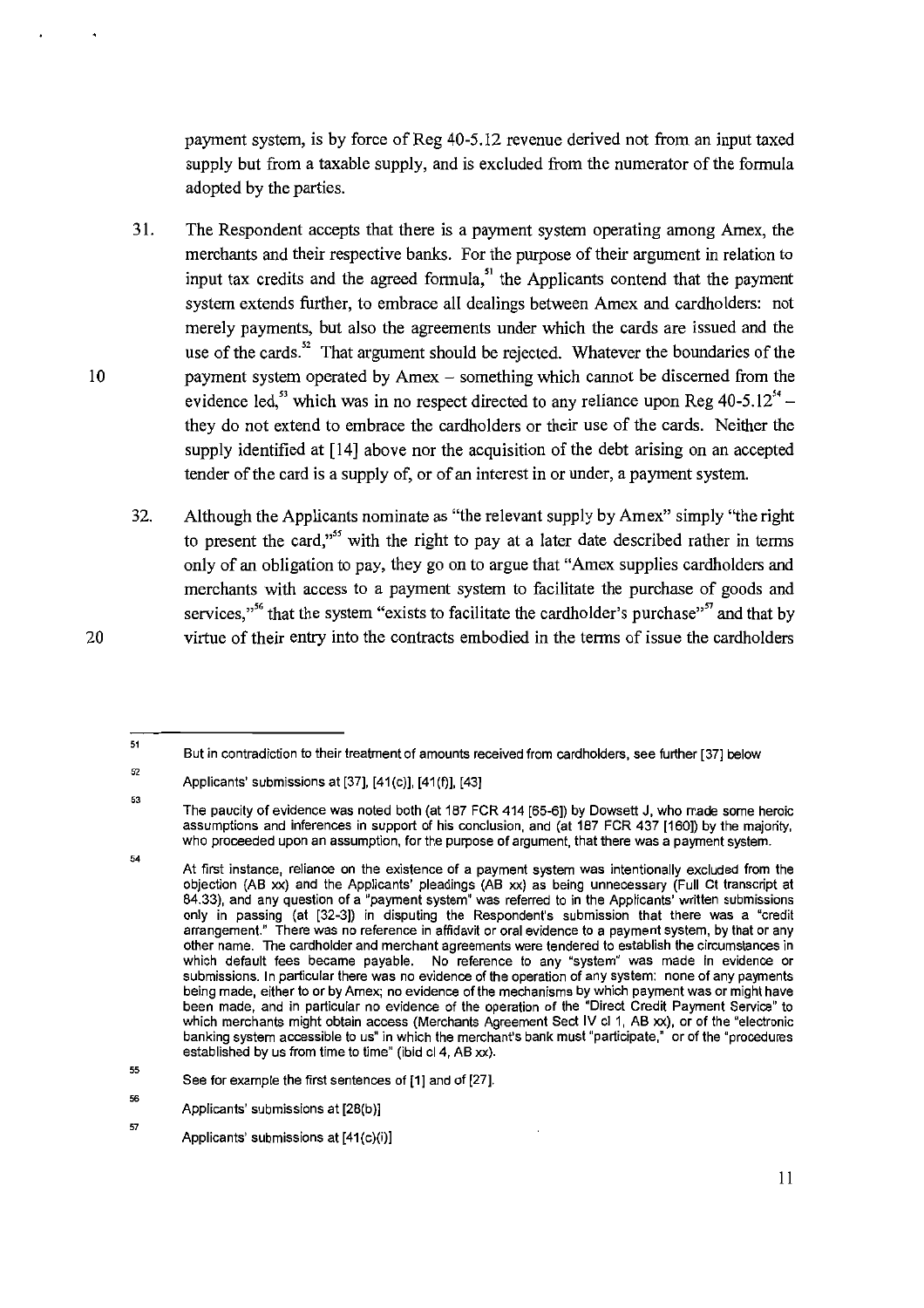payment system, is by force of Reg 40-5.12 revenue derived not from an input taxed supply but from a taxable supply, and is excluded from the numerator of the formula adopted by the parties.

31. The Respondent accepts that there is a payment system operating among Amex, the merchants and their respective banks. For the purpose of their argument in relation to input tax credits and the agreed formula,[51] the Applicants contend that the payment system extends further, to embrace all dealings between Amex and cardholders: not merely payments, but also the agreements under which the cards are issued and the use of the cards.[52] That argument should be rejected. Whatever the boundaries of the payment system operated by Amex – something which cannot be discerned from the evidence led,[53] which was in no respect directed to any reliance upon Reg 40-5.12[54] – they do not extend to embrace the cardholders or their use of the cards. Neither the supply identified at [14] above nor the acquisition of the debt arising on an accepted tender of the card is a supply of, or of an interest in or under, a payment system.

32. Although the Applicants nominate as "the relevant supply by Amex" simply "the right to present the card,"[55] with the right to pay at a later date described rather in terms only of an obligation to pay, they go on to argue that "Amex supplies cardholders and merchants with access to a payment system to facilitate the purchase of goods and services,"[56] that the system "exists to facilitate the cardholder's purchase"[57] and that by virtue of their entry into the contracts embodied in the terms of issue the cardholders

---

[51] But in contradiction to their treatment of amounts received from cardholders, see further [37] below

[52] Applicants' submissions at [37], [41(c)], [41(f)], [43]

[53] The paucity of evidence was noted both (at 187 FCR 414 [65-6]) by Dowsett J, who made some heroic assumptions and inferences in support of his conclusion, and (at 187 FCR 437 [160]) by the majority, who proceeded upon an assumption, for the purpose of argument, that there was a payment system.

[54] At first instance, reliance on the existence of a payment system was intentionally excluded from the objection (AB xx) and the Applicants' pleadings (AB xx) as being unnecessary (Full Ct transcript at 84.33), and any question of a "payment system" was referred to in the Applicants' written submissions only in passing (at [32-3]) in disputing the Respondent's submission that there was a "credit arrangement." There was no reference in affidavit or oral evidence to a payment system, by that or any other name. The cardholder and merchant agreements were tendered to establish the circumstances in which default fees became payable. No reference to any "system" was made in evidence or submissions. In particular there was no evidence of the operation of any system: none of any payments being made, either to or by Amex; no evidence of the mechanisms by which payment was or might have been made, and in particular no evidence of the operation of the "Direct Credit Payment Service" to which merchants might obtain access (Merchants Agreement Sect IV cl 1, AB xx), or of the "electronic banking system accessible to us" in which the merchant's bank must "participate," or of the "procedures established by us from time to time" (ibid cl 4, AB xx).

[55] See for example the first sentences of [1] and of [27].

[56] Applicants' submissions at [28(b)]

[57] Applicants' submissions at [41(c)(i)]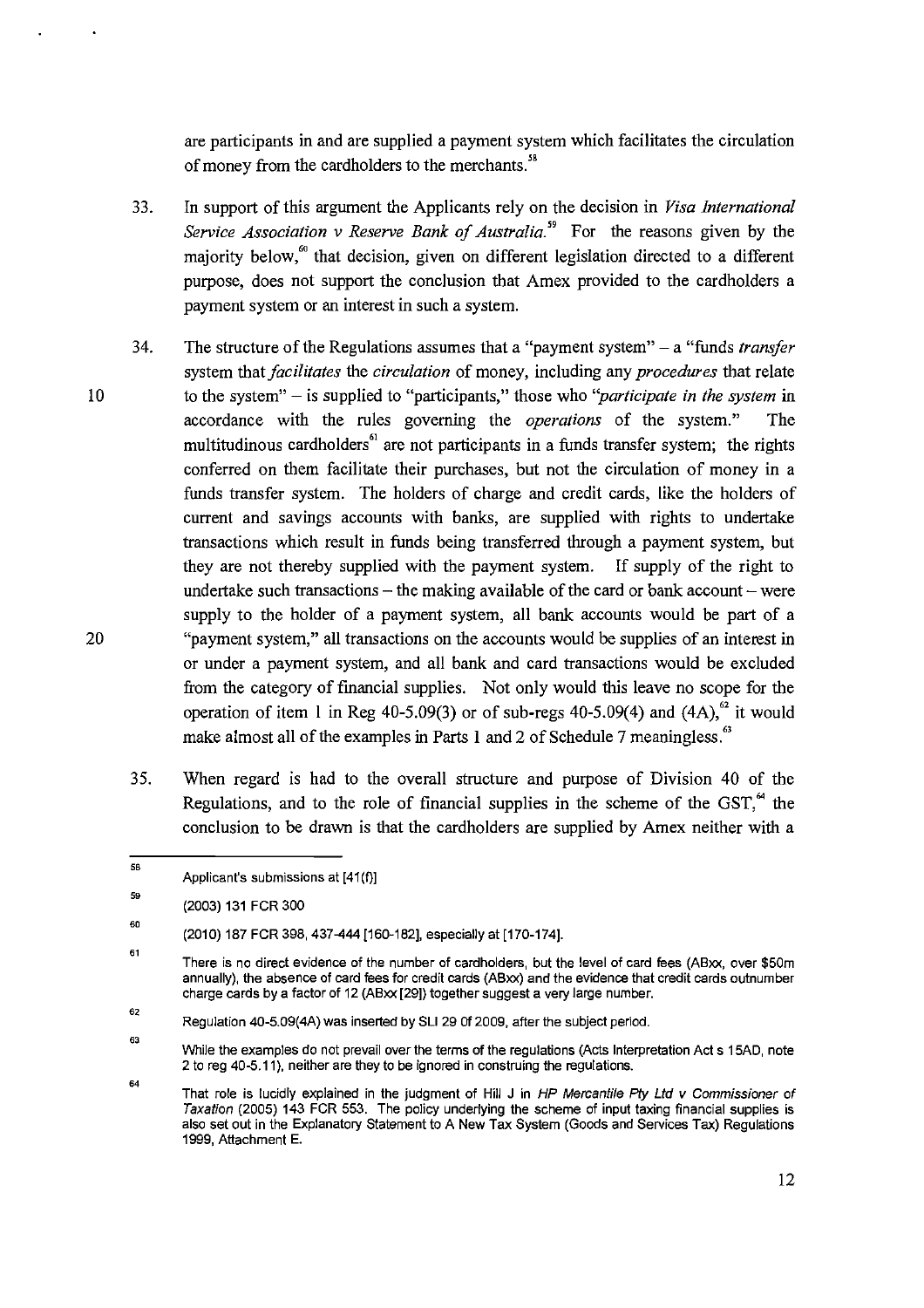are participants in and are supplied a payment system which facilitates the circulation of money from the cardholders to the merchants.[58]

33. In support of this argument the Applicants rely on the decision in *Visa International Service Association v Reserve Bank of Australia*.[59] For the reasons given by the majority below,[60] that decision, given on different legislation directed to a different purpose, does not support the conclusion that Amex provided to the cardholders a payment system or an interest in such a system.

34. The structure of the Regulations assumes that a "payment system" – a "funds *transfer* system that *facilitates* the *circulation* of money, including any *procedures* that relate to the system" – is supplied to "participants," those who "*participate in the system* in accordance with the rules governing the *operations* of the system." The multitudinous cardholders[61] are not participants in a funds transfer system; the rights conferred on them facilitate their purchases, but not the circulation of money in a funds transfer system. The holders of charge and credit cards, like the holders of current and savings accounts with banks, are supplied with rights to undertake transactions which result in funds being transferred through a payment system, but they are not thereby supplied with the payment system. If supply of the right to undertake such transactions – the making available of the card or bank account – were supply to the holder of a payment system, all bank accounts would be part of a "payment system," all transactions on the accounts would be supplies of an interest in or under a payment system, and all bank and card transactions would be excluded from the category of financial supplies. Not only would this leave no scope for the operation of item 1 in Reg 40-5.09(3) or of sub-regs 40-5.09(4) and (4A),[62] it would make almost all of the examples in Parts 1 and 2 of Schedule 7 meaningless.[63]

35. When regard is had to the overall structure and purpose of Division 40 of the Regulations, and to the role of financial supplies in the scheme of the GST,[64] the conclusion to be drawn is that the cardholders are supplied by Amex neither with a

---

[58] Applicant's submissions at [41(f)]

[59] (2003) 131 FCR 300

[60] (2010) 187 FCR 398, 437-444 [160-182], especially at [170-174].

[61] There is no direct evidence of the number of cardholders, but the level of card fees (ABxx, over \$50m annually), the absence of card fees for credit cards (ABxx) and the evidence that credit cards outnumber charge cards by a factor of 12 (ABxx [29]) together suggest a very large number.

[62] Regulation 40-5.09(4A) was inserted by SLI 29 0f 2009, after the subject period.

[63] While the examples do not prevail over the terms of the regulations (Acts Interpretation Act s 15AD, note 2 to reg 40-5.11), neither are they to be ignored in construing the regulations.

[64] That role is lucidly explained in the judgment of Hill J in *HP Mercantile Pty Ltd v Commissioner of Taxation* (2005) 143 FCR 553. The policy underlying the scheme of input taxing financial supplies is also set out in the Explanatory Statement to A New Tax System (Goods and Services Tax) Regulations 1999, Attachment E.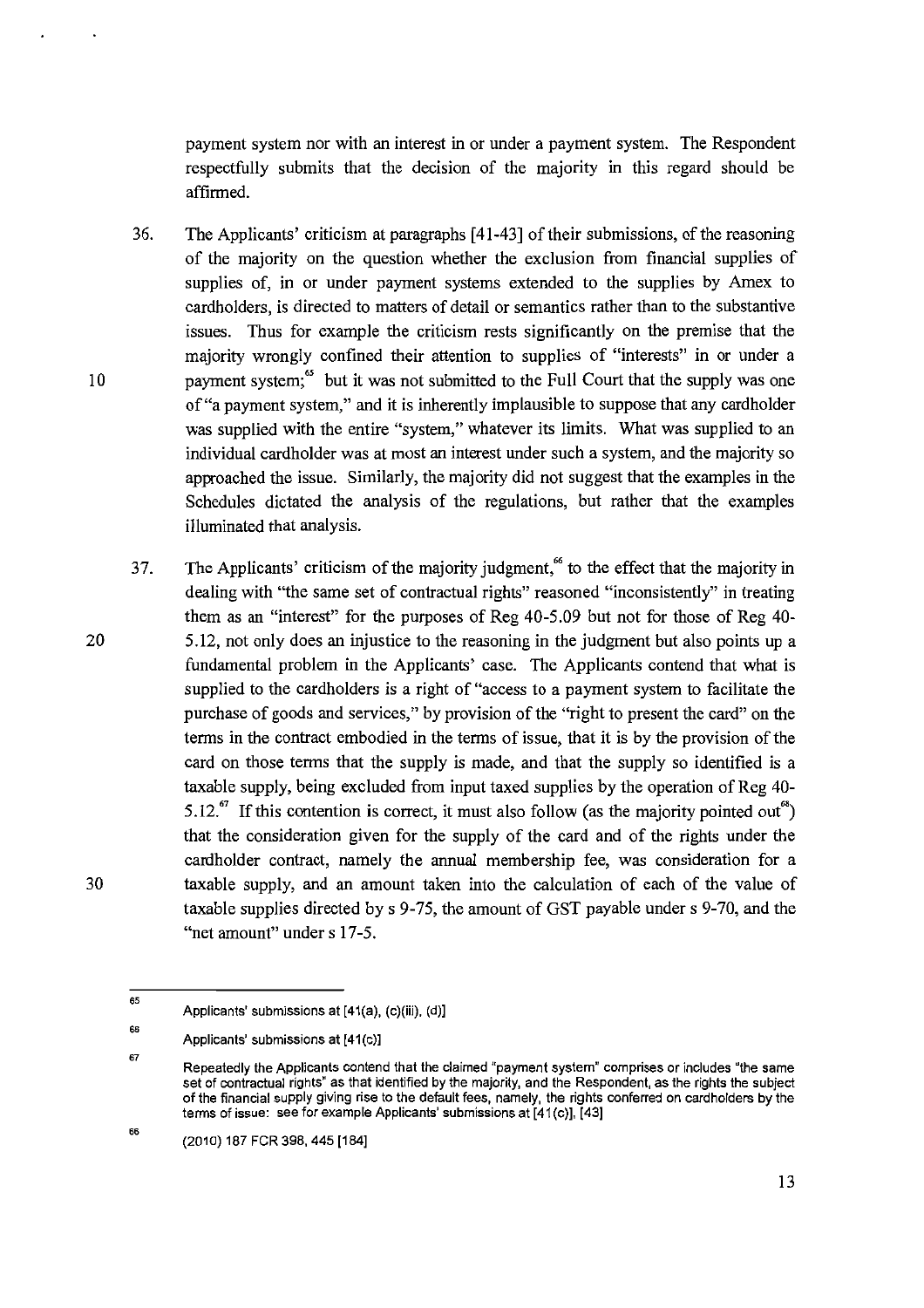payment system nor with an interest in or under a payment system. The Respondent respectfully submits that the decision of the majority in this regard should be affirmed.

36. The Applicants' criticism at paragraphs [41-43] of their submissions, of the reasoning of the majority on the question whether the exclusion from financial supplies of supplies of, in or under payment systems extended to the supplies by Amex to cardholders, is directed to matters of detail or semantics rather than to the substantive issues. Thus for example the criticism rests significantly on the premise that the majority wrongly confined their attention to supplies of "interests" in or under a payment system;[65] but it was not submitted to the Full Court that the supply was one of "a payment system," and it is inherently implausible to suppose that any cardholder was supplied with the entire "system," whatever its limits. What was supplied to an individual cardholder was at most an interest under such a system, and the majority so approached the issue. Similarly, the majority did not suggest that the examples in the Schedules dictated the analysis of the regulations, but rather that the examples illuminated that analysis.

37. The Applicants' criticism of the majority judgment,[66] to the effect that the majority in dealing with "the same set of contractual rights" reasoned "inconsistently" in treating them as an "interest" for the purposes of Reg 40-5.09 but not for those of Reg 40-5.12, not only does an injustice to the reasoning in the judgment but also points up a fundamental problem in the Applicants' case. The Applicants contend that what is supplied to the cardholders is a right of "access to a payment system to facilitate the purchase of goods and services," by provision of the "right to present the card" on the terms in the contract embodied in the terms of issue, that it is by the provision of the card on those terms that the supply is made, and that the supply so identified is a taxable supply, being excluded from input taxed supplies by the operation of Reg 40-5.12.[67] If this contention is correct, it must also follow (as the majority pointed out[68]) that the consideration given for the supply of the card and of the rights under the cardholder contract, namely the annual membership fee, was consideration for a taxable supply, and an amount taken into the calculation of each of the value of taxable supplies directed by s 9-75, the amount of GST payable under s 9-70, and the "net amount" under s 17-5.

---

[65] Applicants' submissions at [41(a), (c)(iii), (d)]

[66] Applicants' submissions at [41(c)]

[67] Repeatedly the Applicants contend that the claimed "payment system" comprises or includes "the same set of contractual rights" as that identified by the majority, and the Respondent, as the rights the subject of the financial supply giving rise to the default fees, namely, the rights conferred on cardholders by the terms of issue: see for example Applicants' submissions at [41(c)], [43]

[68] (2010) 187 FCR 398, 445 [184]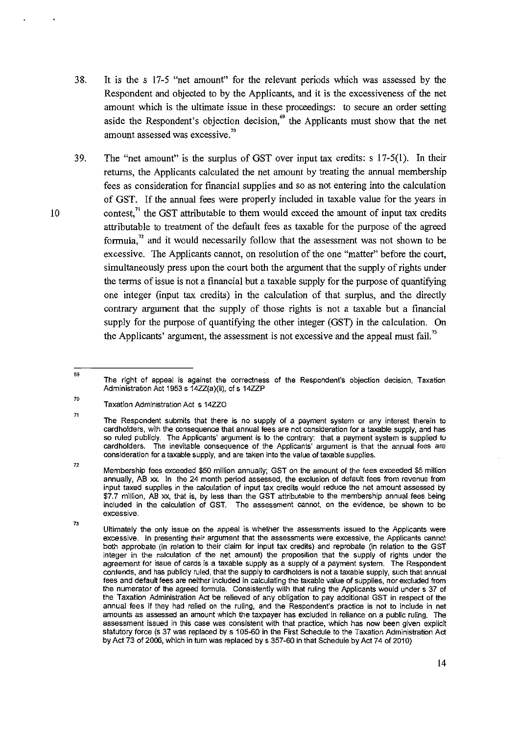38. It is the s 17-5 "net amount" for the relevant periods which was assessed by the Respondent and objected to by the Applicants, and it is the excessiveness of the net amount which is the ultimate issue in these proceedings: to secure an order setting aside the Respondent's objection decision,[69] the Applicants must show that the net amount assessed was excessive.[70]

39. The "net amount" is the surplus of GST over input tax credits: s 17-5(1). In their returns, the Applicants calculated the net amount by treating the annual membership fees as consideration for financial supplies and so as not entering into the calculation of GST. If the annual fees were properly included in taxable value for the years in contest,[71] the GST attributable to them would exceed the amount of input tax credits attributable to treatment of the default fees as taxable for the purpose of the agreed formula,[72] and it would necessarily follow that the assessment was not shown to be excessive. The Applicants cannot, on resolution of the one "matter" before the court, simultaneously press upon the court both the argument that the supply of rights under the terms of issue is not a financial but a taxable supply for the purpose of quantifying one integer (input tax credits) in the calculation of that surplus, and the directly contrary argument that the supply of those rights is not a taxable but a financial supply for the purpose of quantifying the other integer (GST) in the calculation. On the Applicants' argument, the assessment is not excessive and the appeal must fail.[73]

---

[69] The right of appeal is against the correctness of the Respondent's objection decision, Taxation Administration Act 1953 s 14ZZ(a)(ii), cf s 14ZZP

[70] Taxation Administration Act s 14ZZO

[71] The Respondent submits that there is no supply of a payment system or any interest therein to cardholders, with the consequence that annual fees are not consideration for a taxable supply, and has so ruled publicly. The Applicants' argument is to the contrary: that a payment system is supplied to cardholders. The inevitable consequence of the Applicants' argument is that the annual fees are consideration for a taxable supply, and are taken into the value of taxable supplies.

[72] Membership fees exceeded $50 million annually; GST on the amount of the fees exceeded $5 million annually, AB xx. In the 24 month period assessed, the exclusion of default fees from revenue from input taxed supplies in the calculation of input tax credits would reduce the net amount assessed by $7.7 million, AB xx, that is, by less than the GST attributable to the membership annual fees being included in the calculation of GST. The assessment cannot, on the evidence, be shown to be excessive.

[73] Ultimately the only issue on the appeal is whether the assessments issued to the Applicants were excessive. In presenting their argument that the assessments were excessive, the Applicants cannot both approbate (in relation to their claim for input tax credits) and reprobate (in relation to the GST integer in the calculation of the net amount) the proposition that the supply of rights under the agreement for issue of cards is a taxable supply as a supply of a payment system. The Respondent contends, and has publicly ruled, that the supply to cardholders is not a taxable supply, such that annual fees and default fees are neither included in calculating the taxable value of supplies, nor excluded from the numerator of the agreed formula. Consistently with that ruling the Applicants would under s 37 of the Taxation Administration Act be relieved of any obligation to pay additional GST in respect of the annual fees if they had relied on the ruling, and the Respondent's practice is not to include in net amounts as assessed an amount which the taxpayer has excluded in reliance on a public ruling. The assessment issued in this case was consistent with that practice, which has now been given explicit statutory force (s 37 was replaced by s 105-60 in the First Schedule to the Taxation Administration Act by Act 73 of 2006, which in turn was replaced by s 357-60 in that Schedule by Act 74 of 2010)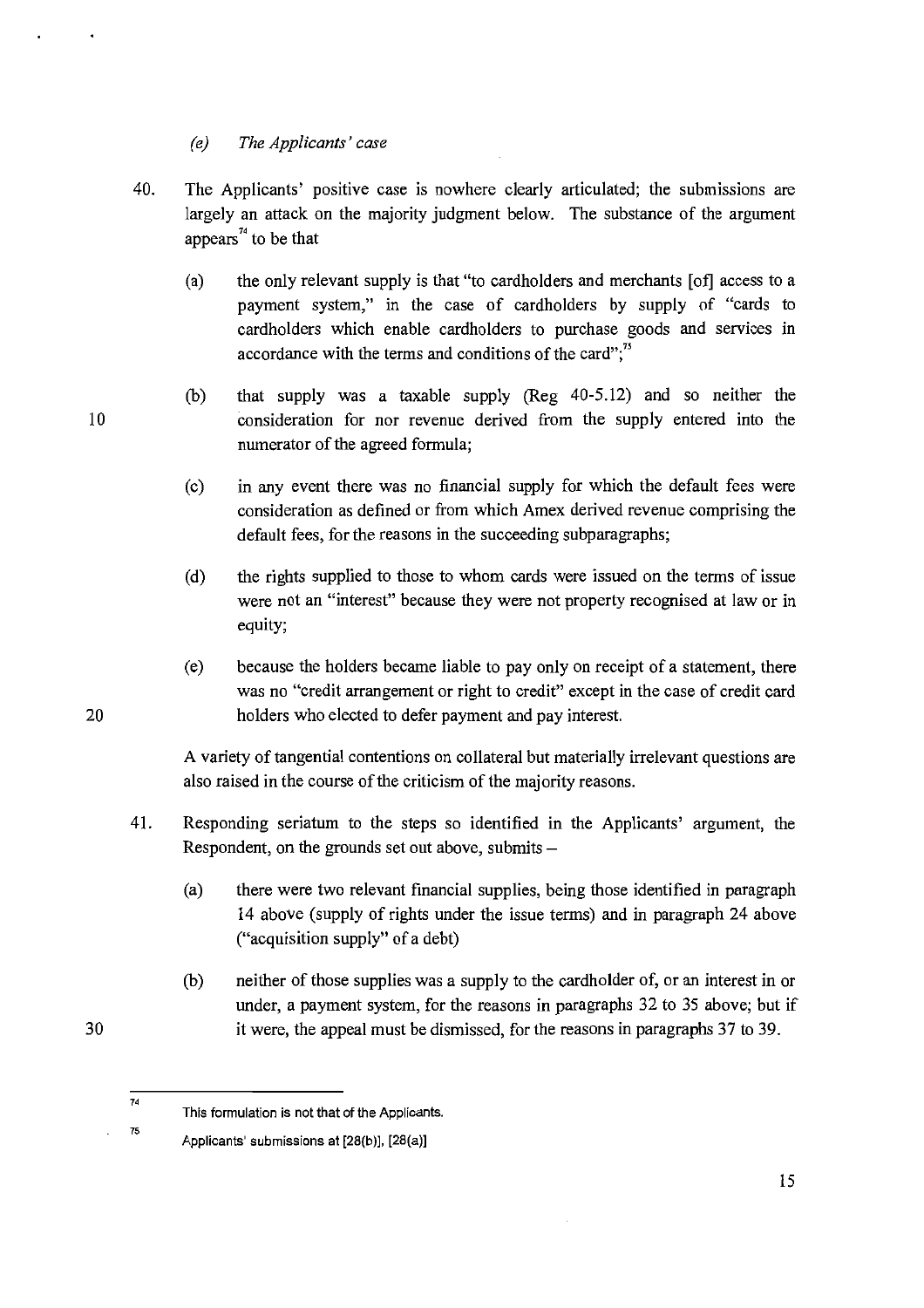*(e) The Applicants' case*

40. The Applicants' positive case is nowhere clearly articulated; the submissions are largely an attack on the majority judgment below. The substance of the argument appears[74] to be that

    (a) the only relevant supply is that "to cardholders and merchants [of] access to a payment system," in the case of cardholders by supply of "cards to cardholders which enable cardholders to purchase goods and services in accordance with the terms and conditions of the card";[75]

    (b) that supply was a taxable supply (Reg 40-5.12) and so neither the consideration for nor revenue derived from the supply entered into the numerator of the agreed formula;

    (c) in any event there was no financial supply for which the default fees were consideration as defined or from which Amex derived revenue comprising the default fees, for the reasons in the succeeding subparagraphs;

    (d) the rights supplied to those to whom cards were issued on the terms of issue were not an "interest" because they were not property recognised at law or in equity;

    (e) because the holders became liable to pay only on receipt of a statement, there was no "credit arrangement or right to credit" except in the case of credit card holders who elected to defer payment and pay interest.

    A variety of tangential contentions on collateral but materially irrelevant questions are also raised in the course of the criticism of the majority reasons.

41. Responding seriatum to the steps so identified in the Applicants' argument, the Respondent, on the grounds set out above, submits –

    (a) there were two relevant financial supplies, being those identified in paragraph 14 above (supply of rights under the issue terms) and in paragraph 24 above ("acquisition supply" of a debt)

    (b) neither of those supplies was a supply to the cardholder of, or an interest in or under, a payment system, for the reasons in paragraphs 32 to 35 above; but if it were, the appeal must be dismissed, for the reasons in paragraphs 37 to 39.

---

[74] This formulation is not that of the Applicants.

[75] Applicants' submissions at [28(b)], [28(a)]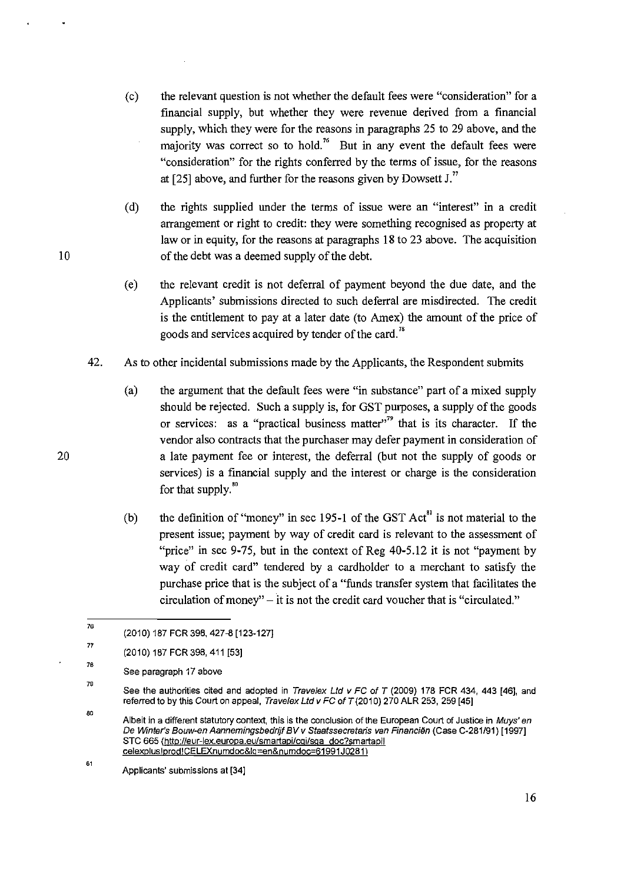(c) the relevant question is not whether the default fees were "consideration" for a financial supply, but whether they were revenue derived from a financial supply, which they were for the reasons in paragraphs 25 to 29 above, and the majority was correct so to hold.[76] But in any event the default fees were "consideration" for the rights conferred by the terms of issue, for the reasons at [25] above, and further for the reasons given by Dowsett J.[77]

(d) the rights supplied under the terms of issue were an "interest" in a credit arrangement or right to credit: they were something recognised as property at law or in equity, for the reasons at paragraphs 18 to 23 above. The acquisition of the debt was a deemed supply of the debt.

(e) the relevant credit is not deferral of payment beyond the due date, and the Applicants' submissions directed to such deferral are misdirected. The credit is the entitlement to pay at a later date (to Amex) the amount of the price of goods and services acquired by tender of the card.[78]

42. As to other incidental submissions made by the Applicants, the Respondent submits

(a) the argument that the default fees were "in substance" part of a mixed supply should be rejected. Such a supply is, for GST purposes, a supply of the goods or services: as a "practical business matter"[79] that is its character. If the vendor also contracts that the purchaser may defer payment in consideration of a late payment fee or interest, the deferral (but not the supply of goods or services) is a financial supply and the interest or charge is the consideration for that supply.[80]

(b) the definition of "money" in sec 195-1 of the GST Act[81] is not material to the present issue; payment by way of credit card is relevant to the assessment of "price" in sec 9-75, but in the context of Reg 40-5.12 it is not "payment by way of credit card" tendered by a cardholder to a merchant to satisfy the purchase price that is the subject of a "funds transfer system that facilitates the circulation of money" – it is not the credit card voucher that is "circulated."

---

76 (2010) 187 FCR 398, 427-8 [123-127]

77 (2010) 187 FCR 398, 411 [53]

78 See paragraph 17 above

79 See the authorities cited and adopted in *Travelex Ltd v FC of T* (2009) 178 FCR 434, 443 [46], and referred to by this Court on appeal, *Travelex Ltd v FC of T* (2010) 270 ALR 253, 259 [45]

80 Albeit in a different statutory context, this is the conclusion of the European Court of Justice in *Muys' en De Winter's Bouw-en Aannemingsbedrijf BV v Staatssecretaris van Financiën* (Case C-281/91) [1997] STC 665 (http://eur-lex.europa.eu/smartapi/cgi/sga_doc?smartapi!celexplus!prod!CELEXnumdoc&lg=en&numdoc=61991J0281)

81 Applicants' submissions at [34]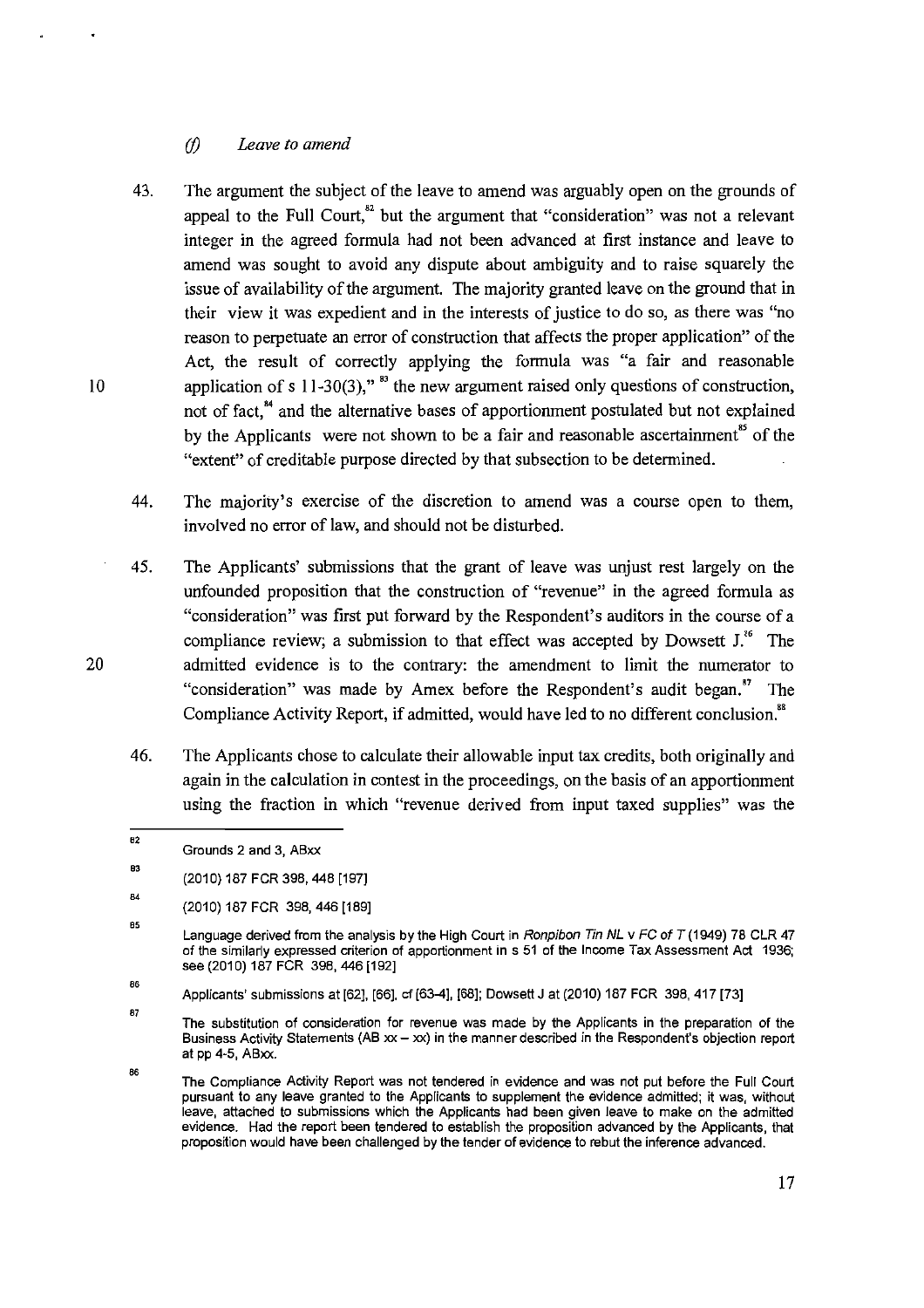### *(f) Leave to amend*

43. The argument the subject of the leave to amend was arguably open on the grounds of appeal to the Full Court,[82] but the argument that "consideration" was not a relevant integer in the agreed formula had not been advanced at first instance and leave to amend was sought to avoid any dispute about ambiguity and to raise squarely the issue of availability of the argument. The majority granted leave on the ground that in their view it was expedient and in the interests of justice to do so, as there was "no reason to perpetuate an error of construction that affects the proper application" of the Act, the result of correctly applying the formula was "a fair and reasonable application of s 11-30(3),"[83] the new argument raised only questions of construction, not of fact,[84] and the alternative bases of apportionment postulated but not explained by the Applicants were not shown to be a fair and reasonable ascertainment[85] of the "extent" of creditable purpose directed by that subsection to be determined.

44. The majority's exercise of the discretion to amend was a course open to them, involved no error of law, and should not be disturbed.

45. The Applicants' submissions that the grant of leave was unjust rest largely on the unfounded proposition that the construction of "revenue" in the agreed formula as "consideration" was first put forward by the Respondent's auditors in the course of a compliance review; a submission to that effect was accepted by Dowsett J.[86] The admitted evidence is to the contrary: the amendment to limit the numerator to "consideration" was made by Amex before the Respondent's audit began.[87] The Compliance Activity Report, if admitted, would have led to no different conclusion.[88]

46. The Applicants chose to calculate their allowable input tax credits, both originally and again in the calculation in contest in the proceedings, on the basis of an apportionment using the fraction in which "revenue derived from input taxed supplies" was the

---

[82] Grounds 2 and 3, ABxx

[83] (2010) 187 FCR 398, 448 [197]

[84] (2010) 187 FCR 398, 446 [189]

[85] Language derived from the analysis by the High Court in *Ronpibon Tin NL v FC of T* (1949) 78 CLR 47 of the similarly expressed criterion of apportionment in s 51 of the Income Tax Assessment Act 1936; see (2010) 187 FCR 398, 446 [192]

[86] Applicants' submissions at [62], [66], cf [63-4], [68]; Dowsett J at (2010) 187 FCR 398, 417 [73]

[87] The substitution of consideration for revenue was made by the Applicants in the preparation of the Business Activity Statements (AB xx – xx) in the manner described in the Respondent's objection report at pp 4-5, ABxx.

[88] The Compliance Activity Report was not tendered in evidence and was not put before the Full Court pursuant to any leave granted to the Applicants to supplement the evidence admitted; it was, without leave, attached to submissions which the Applicants had been given leave to make on the admitted evidence. Had the report been tendered to establish the proposition advanced by the Applicants, that proposition would have been challenged by the tender of evidence to rebut the inference advanced.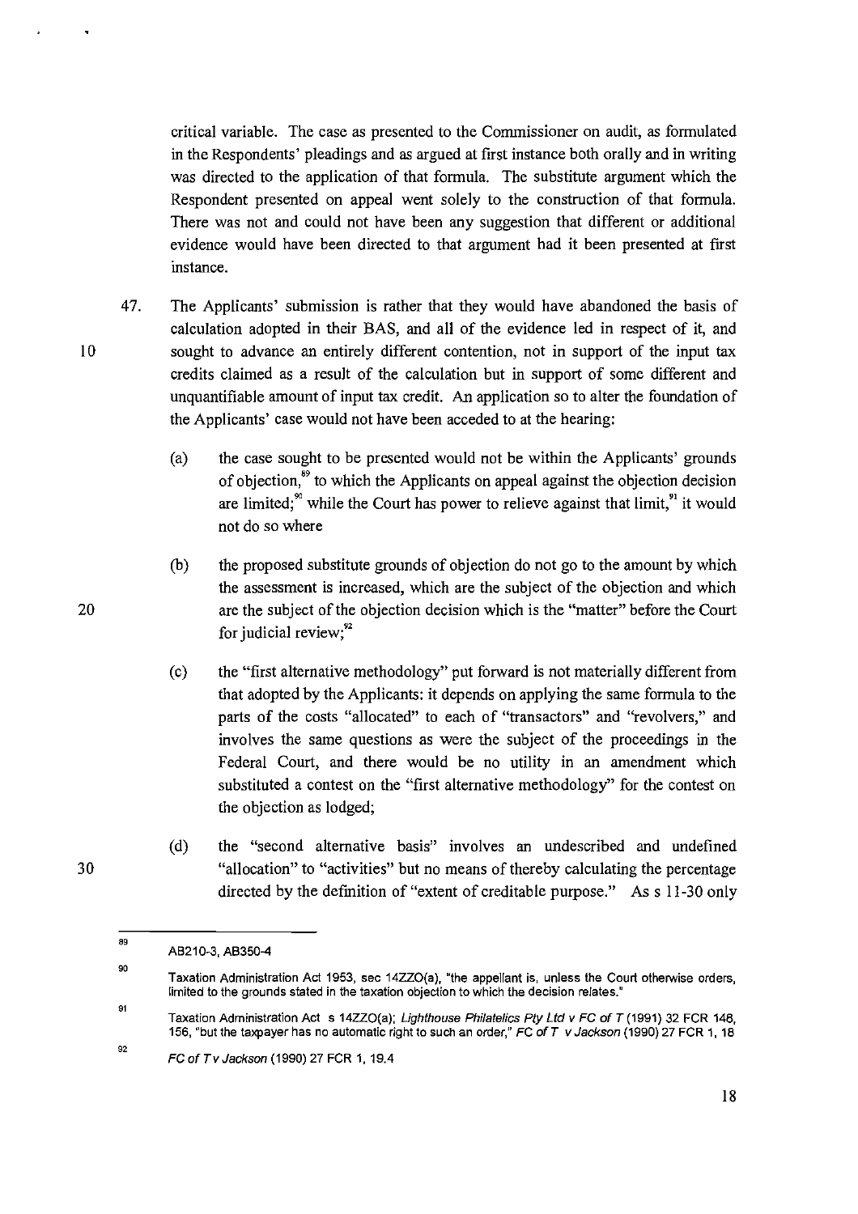critical variable. The case as presented to the Commissioner on audit, as formulated in the Respondents' pleadings and as argued at first instance both orally and in writing was directed to the application of that formula. The substitute argument which the Respondent presented on appeal went solely to the construction of that formula. There was not and could not have been any suggestion that different or additional evidence would have been directed to that argument had it been presented at first instance.

47. The Applicants' submission is rather that they would have abandoned the basis of calculation adopted in their BAS, and all of the evidence led in respect of it, and sought to advance an entirely different contention, not in support of the input tax credits claimed as a result of the calculation but in support of some different and unquantifiable amount of input tax credit. An application so to alter the foundation of the Applicants' case would not have been acceded to at the hearing:

    (a) the case sought to be presented would not be within the Applicants' grounds of objection,[89] to which the Applicants on appeal against the objection decision are limited;[90] while the Court has power to relieve against that limit,[91] it would not do so where

    (b) the proposed substitute grounds of objection do not go to the amount by which the assessment is increased, which are the subject of the objection and which are the subject of the objection decision which is the "matter" before the Court for judicial review;[92]

    (c) the "first alternative methodology" put forward is not materially different from that adopted by the Applicants: it depends on applying the same formula to the parts of the costs "allocated" to each of "transactors" and "revolvers," and involves the same questions as were the subject of the proceedings in the Federal Court, and there would be no utility in an amendment which substituted a contest on the "first alternative methodology" for the contest on the objection as lodged;

    (d) the "second alternative basis" involves an undescribed and undefined "allocation" to "activities" but no means of thereby calculating the percentage directed by the definition of "extent of creditable purpose." As s 11-30 only

---

[89] AB210-3, AB350-4

[90] Taxation Administration Act 1953, sec 14ZZO(a), "the appellant is, unless the Court otherwise orders, limited to the grounds stated in the taxation objection to which the decision relates."

[91] Taxation Administration Act s 14ZZO(a); *Lighthouse Philatelics Pty Ltd v FC of T* (1991) 32 FCR 148, 156, "but the taxpayer has no automatic right to such an order," *FC of T v Jackson* (1990) 27 FCR 1, 18

[92] *FC of T v Jackson* (1990) 27 FCR 1, 19.4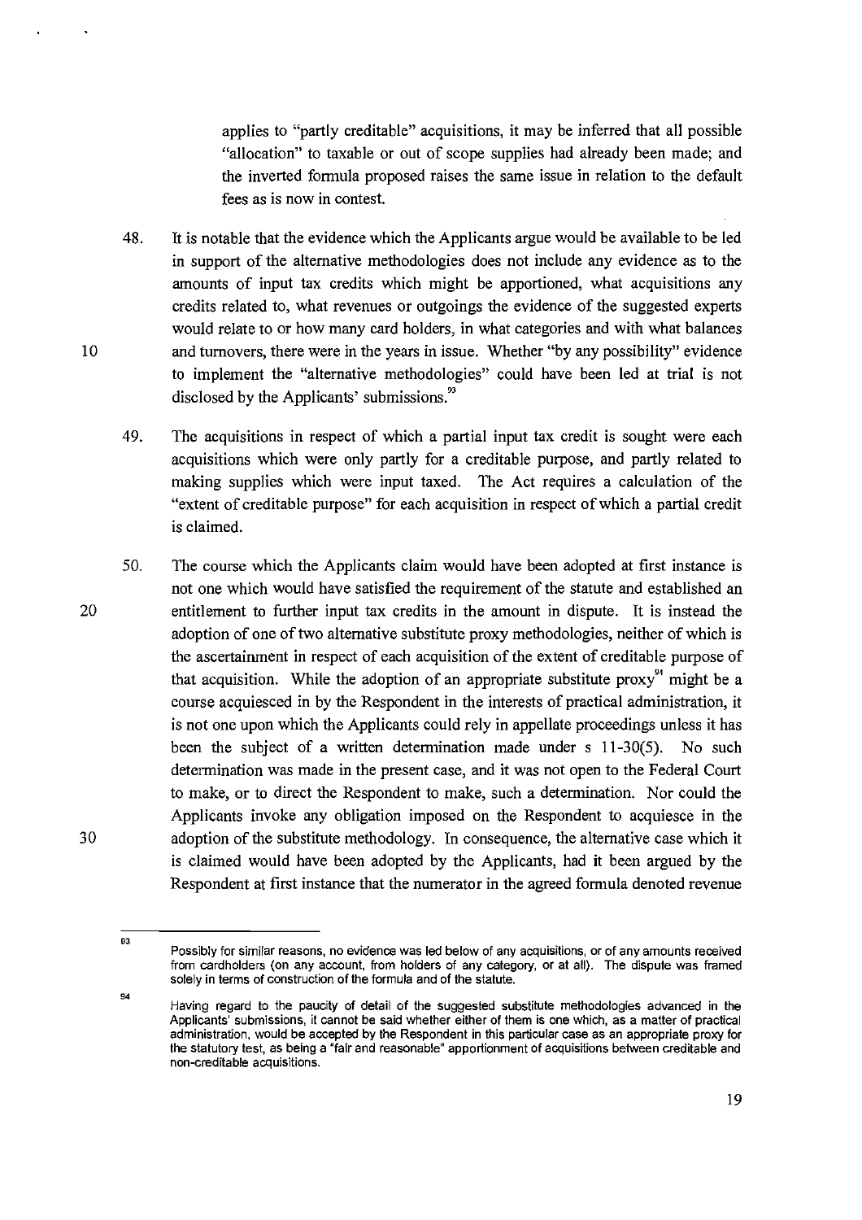applies to "partly creditable" acquisitions, it may be inferred that all possible "allocation" to taxable or out of scope supplies had already been made; and the inverted formula proposed raises the same issue in relation to the default fees as is now in contest.

48. It is notable that the evidence which the Applicants argue would be available to be led in support of the alternative methodologies does not include any evidence as to the amounts of input tax credits which might be apportioned, what acquisitions any credits related to, what revenues or outgoings the evidence of the suggested experts would relate to or how many card holders, in what categories and with what balances and turnovers, there were in the years in issue. Whether "by any possibility" evidence to implement the "alternative methodologies" could have been led at trial is not disclosed by the Applicants' submissions.[93]

49. The acquisitions in respect of which a partial input tax credit is sought were each acquisitions which were only partly for a creditable purpose, and partly related to making supplies which were input taxed. The Act requires a calculation of the "extent of creditable purpose" for each acquisition in respect of which a partial credit is claimed.

50. The course which the Applicants claim would have been adopted at first instance is not one which would have satisfied the requirement of the statute and established an entitlement to further input tax credits in the amount in dispute. It is instead the adoption of one of two alternative substitute proxy methodologies, neither of which is the ascertainment in respect of each acquisition of the extent of creditable purpose of that acquisition. While the adoption of an appropriate substitute proxy[94] might be a course acquiesced in by the Respondent in the interests of practical administration, it is not one upon which the Applicants could rely in appellate proceedings unless it has been the subject of a written determination made under s 11-30(5). No such determination was made in the present case, and it was not open to the Federal Court to make, or to direct the Respondent to make, such a determination. Nor could the Applicants invoke any obligation imposed on the Respondent to acquiesce in the adoption of the substitute methodology. In consequence, the alternative case which it is claimed would have been adopted by the Applicants, had it been argued by the Respondent at first instance that the numerator in the agreed formula denoted revenue

---

[93] Possibly for similar reasons, no evidence was led below of any acquisitions, or of any amounts received from cardholders (on any account, from holders of any category, or at all). The dispute was framed solely in terms of construction of the formula and of the statute.

[94] Having regard to the paucity of detail of the suggested substitute methodologies advanced in the Applicants' submissions, it cannot be said whether either of them is one which, as a matter of practical administration, would be accepted by the Respondent in this particular case as an appropriate proxy for the statutory test, as being a "fair and reasonable" apportionment of acquisitions between creditable and non-creditable acquisitions.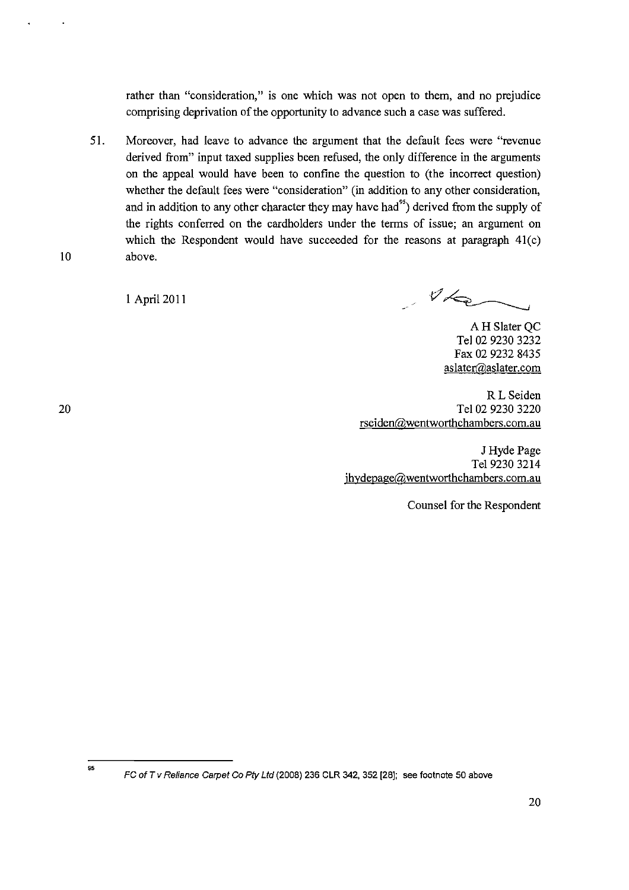rather than "consideration," is one which was not open to them, and no prejudice comprising deprivation of the opportunity to advance such a case was suffered.

51. Moreover, had leave to advance the argument that the default fees were "revenue derived from" input taxed supplies been refused, the only difference in the arguments on the appeal would have been to confine the question to (the incorrect question) whether the default fees were "consideration" (in addition to any other consideration, and in addition to any other character they may have had[95]) derived from the supply of the rights conferred on the cardholders under the terms of issue; an argument on which the Respondent would have succeeded for the reasons at paragraph 41(c) above.

1 April 2011

A H Slater QC
Tel 02 9230 3232
Fax 02 9232 8435
aslater@aslater.com

R L Seiden
Tel 02 9230 3220
rseiden@wentworthchambers.com.au

J Hyde Page
Tel 9230 3214
jhydepage@wentworthchambers.com.au

Counsel for the Respondent

---

[95] *FC of T v Reliance Carpet Co Pty Ltd* (2008) 236 CLR 342, 352 [28]; see footnote 50 above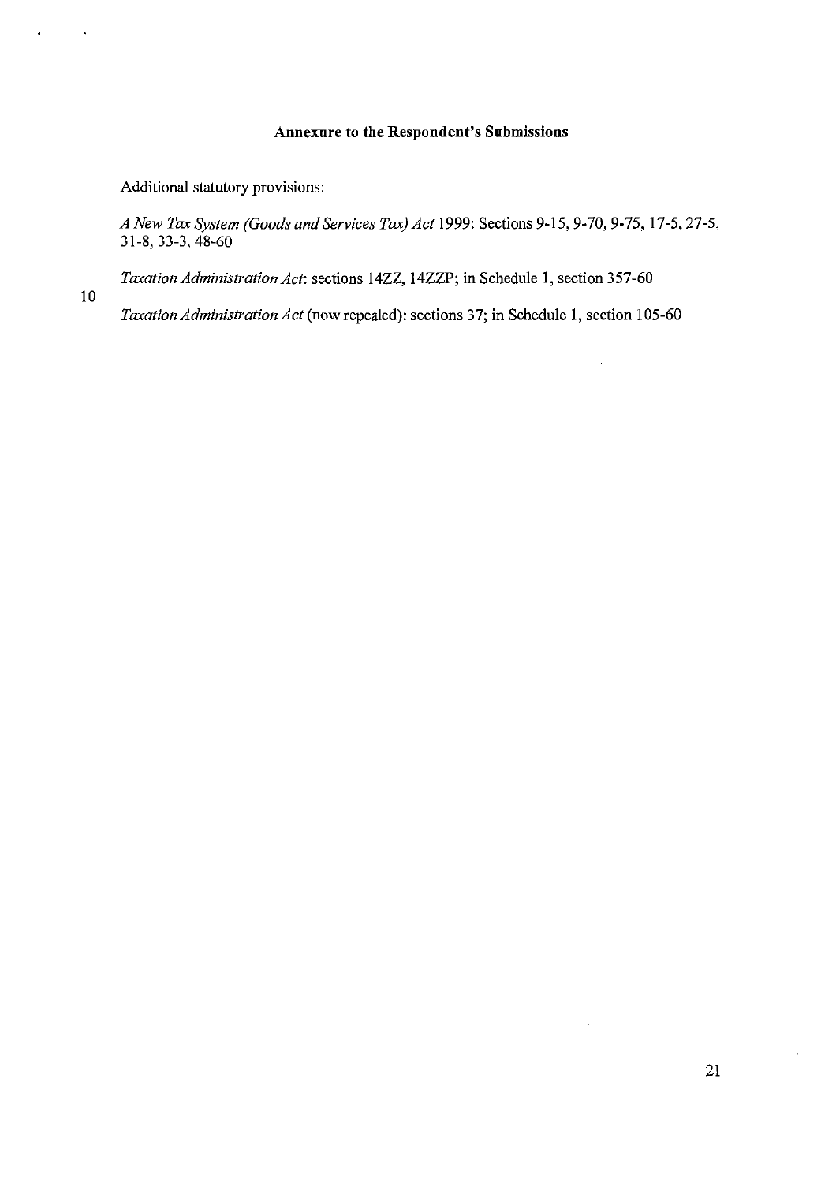**Annexure to the Respondent's Submissions**

Additional statutory provisions:

*A New Tax System (Goods and Services Tax) Act* 1999: Sections 9-15, 9-70, 9-75, 17-5, 27-5, 31-8, 33-3, 48-60

*Taxation Administration Act*: sections 14ZZ, 14ZZP; in Schedule 1, section 357-60

*Taxation Administration Act* (now repealed): sections 37; in Schedule 1, section 105-60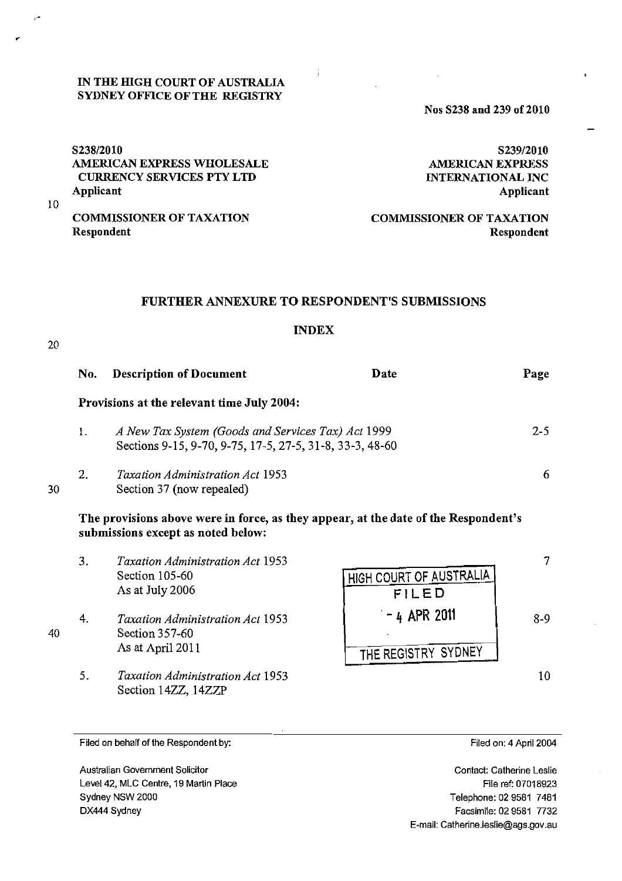**IN THE HIGH COURT OF AUSTRALIA**
**SYDNEY OFFICE OF THE REGISTRY**

**Nos S238 and 239 of 2010**

| | |
|---|---|
| **S238/2010** | **S239/2010** |
| **AMERICAN EXPRESS WHOLESALE CURRENCY SERVICES PTY LTD** | **AMERICAN EXPRESS INTERNATIONAL INC** |
| **Applicant** | **Applicant** |
| **COMMISSIONER OF TAXATION** | **COMMISSIONER OF TAXATION** |
| **Respondent** | **Respondent** |

## FURTHER ANNEXURE TO RESPONDENT'S SUBMISSIONS

### INDEX

| No. | Description of Document | Date | Page |
|---|---|---|---|
| | **Provisions at the relevant time July 2004:** | | |
| 1. | *A New Tax System (Goods and Services Tax) Act* 1999<br>Sections 9-15, 9-70, 9-75, 17-5, 27-5, 31-8, 33-3, 48-60 | | 2-5 |
| 2. | *Taxation Administration Act* 1953<br>Section 37 (now repealed) | | 6 |
| | **The provisions above were in force, as they appear, at the date of the Respondent's submissions except as noted below:** | | |
| 3. | *Taxation Administration Act* 1953<br>Section 105-60<br>As at July 2006 | | 7 |
| 4. | *Taxation Administration Act* 1953<br>Section 357-60<br>As at April 2011 | | 8-9 |
| 5. | *Taxation Administration Act* 1953<br>Section 14ZZ, 14ZZP | | 10 |

HIGH COURT OF AUSTRALIA
FILED
- 4 APR 2011
THE REGISTRY SYDNEY

Filed on behalf of the Respondent by:

Australian Government Solicitor
Level 42, MLC Centre, 19 Martin Place
Sydney NSW 2000
DX444 Sydney

Filed on: 4 April 2004

Contact: Catherine Leslie
File ref: 07018923
Telephone: 02 9581 7481
Facsimile: 02 9581 7732
E-mail: Catherine.leslie@ags.gov.au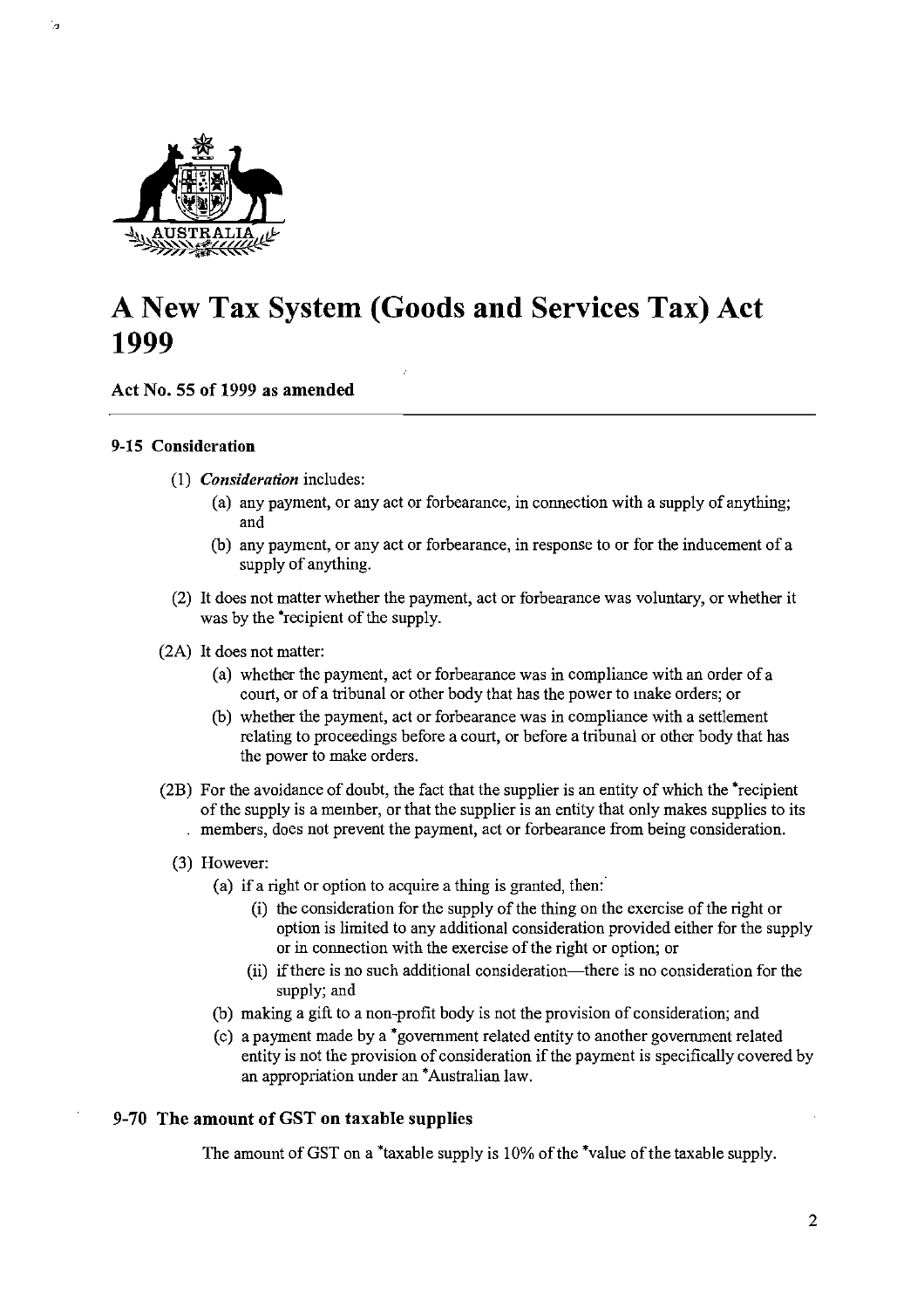# A New Tax System (Goods and Services Tax) Act 1999

**Act No. 55 of 1999 as amended**

### 9-15 Consideration

(1) ***Consideration*** includes:

(a) any payment, or any act or forbearance, in connection with a supply of anything; and

(b) any payment, or any act or forbearance, in response to or for the inducement of a supply of anything.

(2) It does not matter whether the payment, act or forbearance was voluntary, or whether it was by the *recipient of the supply.

(2A) It does not matter:

(a) whether the payment, act or forbearance was in compliance with an order of a court, or of a tribunal or other body that has the power to make orders; or

(b) whether the payment, act or forbearance was in compliance with a settlement relating to proceedings before a court, or before a tribunal or other body that has the power to make orders.

(2B) For the avoidance of doubt, the fact that the supplier is an entity of which the *recipient of the supply is a member, or that the supplier is an entity that only makes supplies to its members, does not prevent the payment, act or forbearance from being consideration.

(3) However:

(a) if a right or option to acquire a thing is granted, then:

(i) the consideration for the supply of the thing on the exercise of the right or option is limited to any additional consideration provided either for the supply or in connection with the exercise of the right or option; or

(ii) if there is no such additional consideration—there is no consideration for the supply; and

(b) making a gift to a non-profit body is not the provision of consideration; and

(c) a payment made by a *government related entity to another government related entity is not the provision of consideration if the payment is specifically covered by an appropriation under an *Australian law.

### 9-70 The amount of GST on taxable supplies

The amount of GST on a *taxable supply is 10% of the *value of the taxable supply.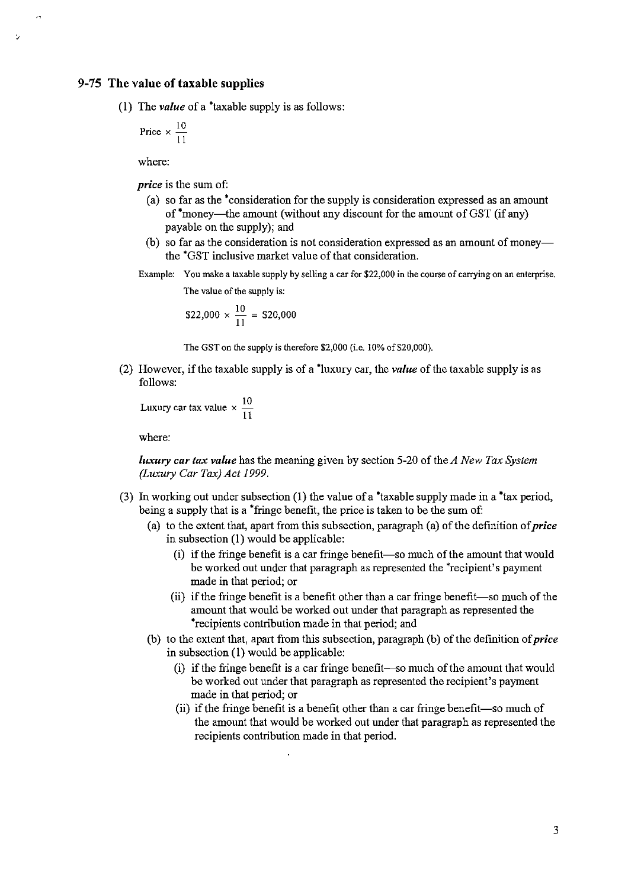### 9-75 The value of taxable supplies

(1) The ***value*** of a *taxable supply is as follows:

$$\text{Price} \times \frac{10}{11}$$

where:

***price*** is the sum of:

(a) so far as the *consideration for the supply is consideration expressed as an amount of *money—the amount (without any discount for the amount of GST (if any) payable on the supply); and

(b) so far as the consideration is not consideration expressed as an amount of money—the *GST inclusive market value of that consideration.

Example: You make a taxable supply by selling a car for $22,000 in the course of carrying on an enterprise.

The value of the supply is:

$$\$22{,}000 \times \frac{10}{11} = \$20{,}000$$

The GST on the supply is therefore $2,000 (i.e. 10% of $20,000).

(2) However, if the taxable supply is of a *luxury car, the ***value*** of the taxable supply is as follows:

$$\text{Luxury car tax value} \times \frac{10}{11}$$

where:

***luxury car tax value*** has the meaning given by section 5-20 of the *A New Tax System (Luxury Car Tax) Act 1999.*

(3) In working out under subsection (1) the value of a *taxable supply made in a *tax period, being a supply that is a *fringe benefit, the price is taken to be the sum of:

(a) to the extent that, apart from this subsection, paragraph (a) of the definition of ***price*** in subsection (1) would be applicable:

(i) if the fringe benefit is a car fringe benefit—so much of the amount that would be worked out under that paragraph as represented the *recipient's payment made in that period; or

(ii) if the fringe benefit is a benefit other than a car fringe benefit—so much of the amount that would be worked out under that paragraph as represented the *recipients contribution made in that period; and

(b) to the extent that, apart from this subsection, paragraph (b) of the definition of ***price*** in subsection (1) would be applicable:

(i) if the fringe benefit is a car fringe benefit—so much of the amount that would be worked out under that paragraph as represented the recipient's payment made in that period; or

(ii) if the fringe benefit is a benefit other than a car fringe benefit—so much of the amount that would be worked out under that paragraph as represented the recipients contribution made in that period.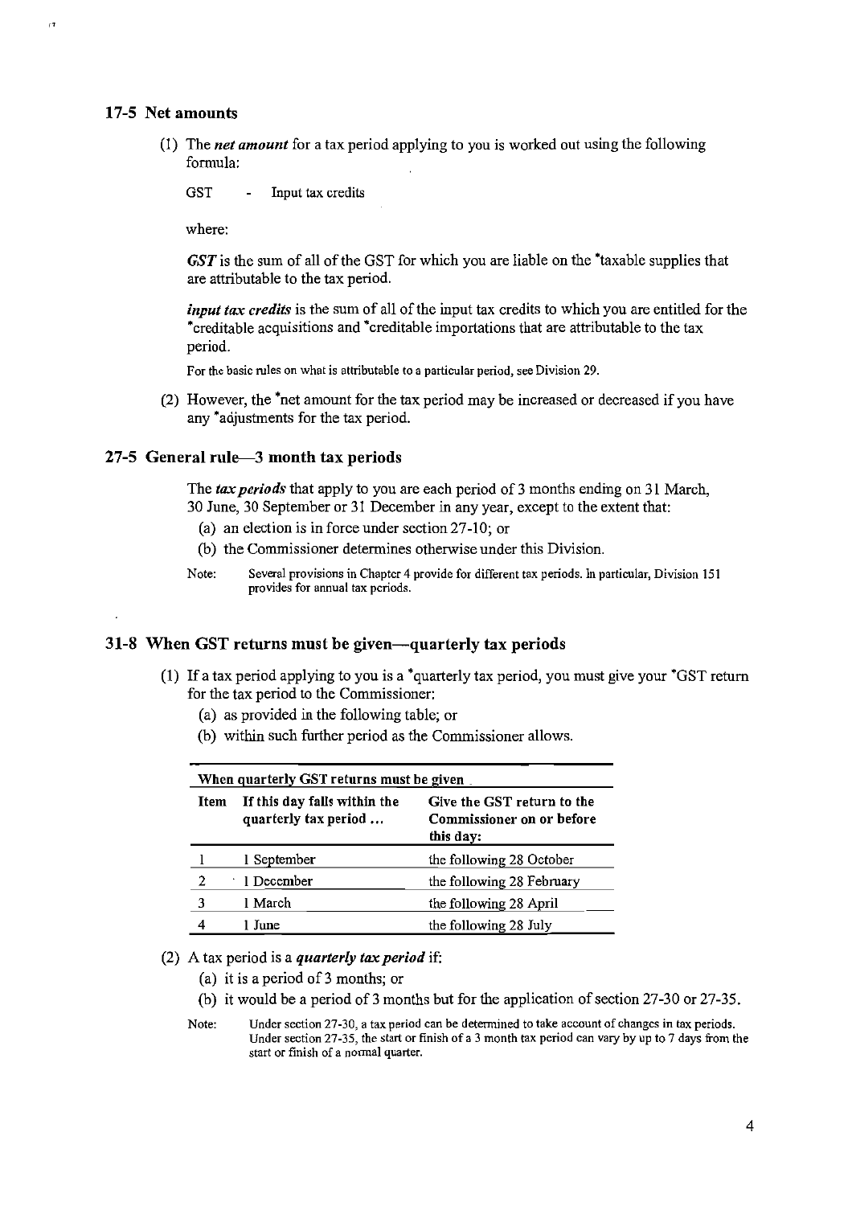### 17-5 Net amounts

(1) The ***net amount*** for a tax period applying to you is worked out using the following formula:

GST - Input tax credits

where:

***GST*** is the sum of all of the GST for which you are liable on the *taxable supplies that are attributable to the tax period.

***input tax credits*** is the sum of all of the input tax credits to which you are entitled for the *creditable acquisitions and *creditable importations that are attributable to the tax period.

For the basic rules on what is attributable to a particular period, see Division 29.

(2) However, the *net amount for the tax period may be increased or decreased if you have any *adjustments for the tax period.

### 27-5 General rule—3 month tax periods

The ***tax periods*** that apply to you are each period of 3 months ending on 31 March, 30 June, 30 September or 31 December in any year, except to the extent that:

(a) an election is in force under section 27-10; or

(b) the Commissioner determines otherwise under this Division.

Note: Several provisions in Chapter 4 provide for different tax periods. In particular, Division 151 provides for annual tax periods.

### 31-8 When GST returns must be given—quarterly tax periods

(1) If a tax period applying to you is a *quarterly tax period, you must give your *GST return for the tax period to the Commissioner:

(a) as provided in the following table; or

(b) within such further period as the Commissioner allows.

**When quarterly GST returns must be given**

| Item | If this day falls within the quarterly tax period ... | Give the GST return to the Commissioner on or before this day: |
|---|---|---|
| 1 | 1 September | the following 28 October |
| 2 | 1 December | the following 28 February |
| 3 | 1 March | the following 28 April |
| 4 | 1 June | the following 28 July |

(2) A tax period is a ***quarterly tax period*** if:

(a) it is a period of 3 months; or

(b) it would be a period of 3 months but for the application of section 27-30 or 27-35.

Note: Under section 27-30, a tax period can be determined to take account of changes in tax periods. Under section 27-35, the start or finish of a 3 month tax period can vary by up to 7 days from the start or finish of a normal quarter.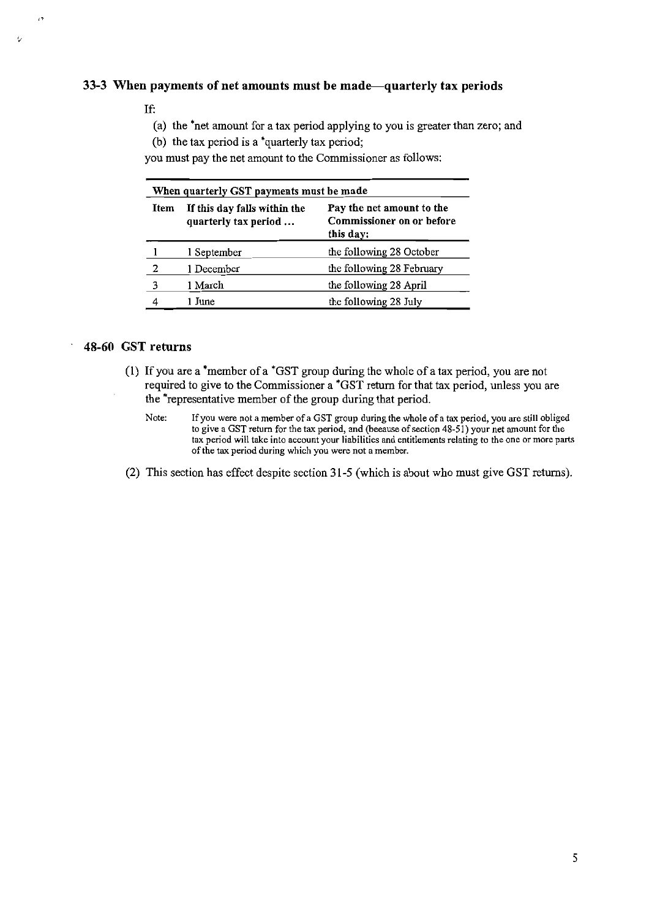### 33-3 When payments of net amounts must be made—quarterly tax periods

If:

(a) the *net amount for a tax period applying to you is greater than zero; and

(b) the tax period is a *quarterly tax period;

you must pay the net amount to the Commissioner as follows:

**When quarterly GST payments must be made**

| Item | If this day falls within the quarterly tax period ... | Pay the net amount to the Commissioner on or before this day: |
|---|---|---|
| 1 | 1 September | the following 28 October |
| 2 | 1 December | the following 28 February |
| 3 | 1 March | the following 28 April |
| 4 | 1 June | the following 28 July |

### 48-60 GST returns

(1) If you are a *member of a *GST group during the whole of a tax period, you are not required to give to the Commissioner a *GST return for that tax period, unless you are the *representative member of the group during that period.

Note: If you were not a member of a GST group during the whole of a tax period, you are still obliged to give a GST return for the tax period, and (because of section 48-51) your net amount for the tax period will take into account your liabilities and entitlements relating to the one or more parts of the tax period during which you were not a member.

(2) This section has effect despite section 31-5 (which is about who must give GST returns).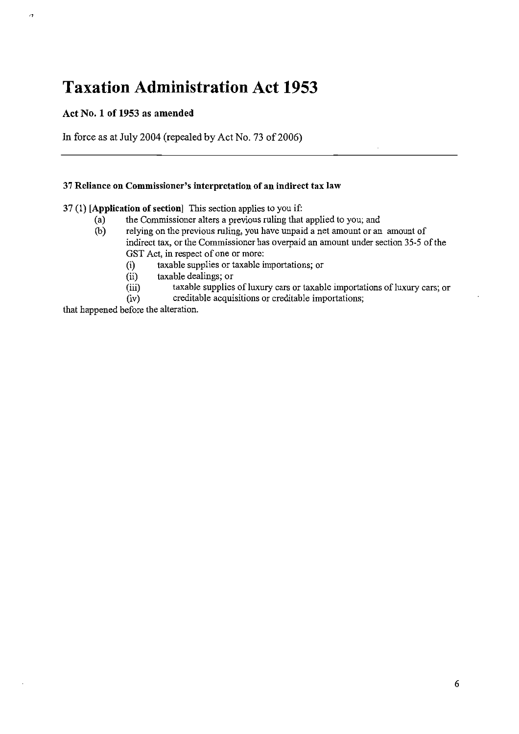# Taxation Administration Act 1953

**Act No. 1 of 1953 as amended**

In force as at July 2004 (repealed by Act No. 73 of 2006)

---

**37 Reliance on Commissioner's interpretation of an indirect tax law**

37 (1) **[Application of section]** This section applies to you if:

- (a) the Commissioner alters a previous ruling that applied to you; and
- (b) relying on the previous ruling, you have unpaid a net amount or an amount of indirect tax, or the Commissioner has overpaid an amount under section 35-5 of the GST Act, in respect of one or more:
  - (i) taxable supplies or taxable importations; or
  - (ii) taxable dealings; or
  - (iii) taxable supplies of luxury cars or taxable importations of luxury cars; or
  - (iv) creditable acquisitions or creditable importations;

that happened before the alteration.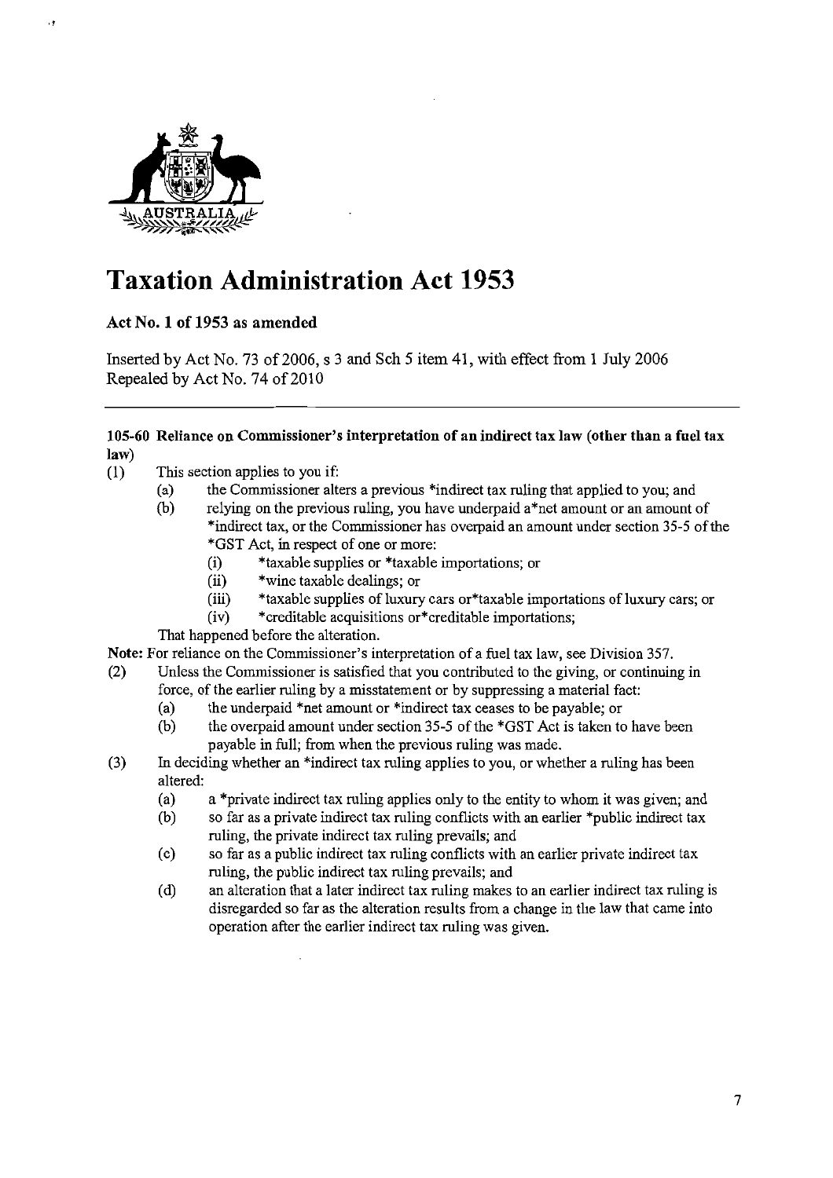# Taxation Administration Act 1953

**Act No. 1 of 1953 as amended**

Inserted by Act No. 73 of 2006, s 3 and Sch 5 item 41, with effect from 1 July 2006
Repealed by Act No. 74 of 2010

---

**105-60 Reliance on Commissioner's interpretation of an indirect tax law (other than a fuel tax law)**

(1) This section applies to you if:

- (a) the Commissioner alters a previous *indirect tax ruling that applied to you; and
- (b) relying on the previous ruling, you have underpaid a*net amount or an amount of *indirect tax, or the Commissioner has overpaid an amount under section 35-5 of the *GST Act, in respect of one or more:
  - (i) *taxable supplies or *taxable importations; or
  - (ii) *wine taxable dealings; or
  - (iii) *taxable supplies of luxury cars or*taxable importations of luxury cars; or
  - (iv) *creditable acquisitions or*creditable importations;

That happened before the alteration.

**Note:** For reliance on the Commissioner's interpretation of a fuel tax law, see Division 357.

(2) Unless the Commissioner is satisfied that you contributed to the giving, or continuing in force, of the earlier ruling by a misstatement or by suppressing a material fact:

- (a) the underpaid *net amount or *indirect tax ceases to be payable; or
- (b) the overpaid amount under section 35-5 of the *GST Act is taken to have been payable in full; from when the previous ruling was made.

(3) In deciding whether an *indirect tax ruling applies to you, or whether a ruling has been altered:

- (a) a *private indirect tax ruling applies only to the entity to whom it was given; and
- (b) so far as a private indirect tax ruling conflicts with an earlier *public indirect tax ruling, the private indirect tax ruling prevails; and
- (c) so far as a public indirect tax ruling conflicts with an earlier private indirect tax ruling, the public indirect tax ruling prevails; and
- (d) an alteration that a later indirect tax ruling makes to an earlier indirect tax ruling is disregarded so far as the alteration results from a change in the law that came into operation after the earlier indirect tax ruling was given.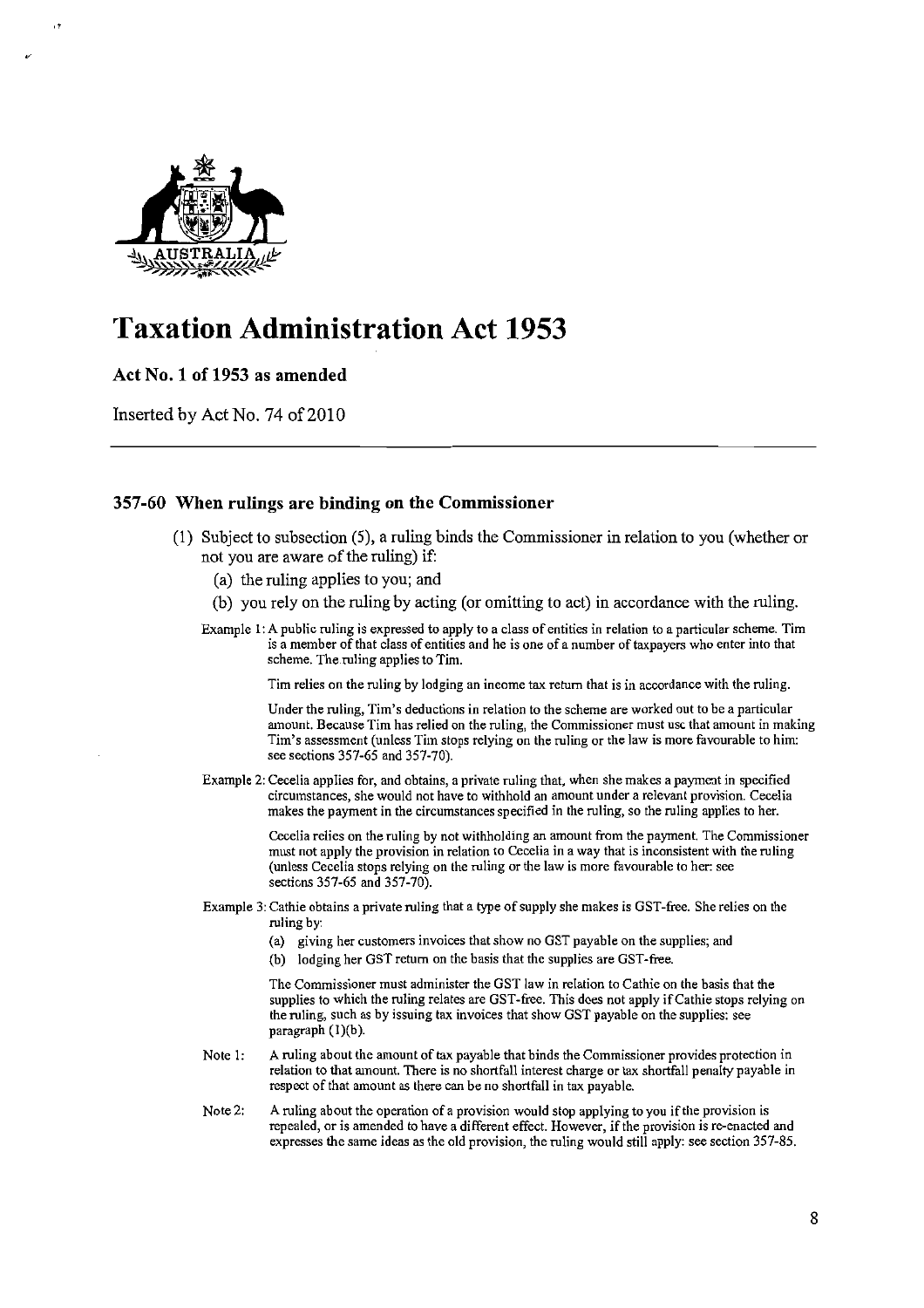# Taxation Administration Act 1953

**Act No. 1 of 1953 as amended**

Inserted by Act No. 74 of 2010

## 357-60 When rulings are binding on the Commissioner

(1) Subject to subsection (5), a ruling binds the Commissioner in relation to you (whether or not you are aware of the ruling) if:

  (a) the ruling applies to you; and

  (b) you rely on the ruling by acting (or omitting to act) in accordance with the ruling.

Example 1: A public ruling is expressed to apply to a class of entities in relation to a particular scheme. Tim is a member of that class of entities and he is one of a number of taxpayers who enter into that scheme. The ruling applies to Tim.

Tim relies on the ruling by lodging an income tax return that is in accordance with the ruling.

Under the ruling, Tim's deductions in relation to the scheme are worked out to be a particular amount. Because Tim has relied on the ruling, the Commissioner must use that amount in making Tim's assessment (unless Tim stops relying on the ruling or the law is more favourable to him: see sections 357-65 and 357-70).

Example 2: Cecelia applies for, and obtains, a private ruling that, when she makes a payment in specified circumstances, she would not have to withhold an amount under a relevant provision. Cecelia makes the payment in the circumstances specified in the ruling, so the ruling applies to her.

Cecelia relies on the ruling by not withholding an amount from the payment. The Commissioner must not apply the provision in relation to Cecelia in a way that is inconsistent with the ruling (unless Cecelia stops relying on the ruling or the law is more favourable to her: see sections 357-65 and 357-70).

Example 3: Cathie obtains a private ruling that a type of supply she makes is GST-free. She relies on the ruling by:

(a) giving her customers invoices that show no GST payable on the supplies; and

(b) lodging her GST return on the basis that the supplies are GST-free.

The Commissioner must administer the GST law in relation to Cathie on the basis that the supplies to which the ruling relates are GST-free. This does not apply if Cathie stops relying on the ruling, such as by issuing tax invoices that show GST payable on the supplies: see paragraph (1)(b).

Note 1: A ruling about the amount of tax payable that binds the Commissioner provides protection in relation to that amount. There is no shortfall interest charge or tax shortfall penalty payable in respect of that amount as there can be no shortfall in tax payable.

Note 2: A ruling about the operation of a provision would stop applying to you if the provision is repealed, or is amended to have a different effect. However, if the provision is re-enacted and expresses the same ideas as the old provision, the ruling would still apply: see section 357-85.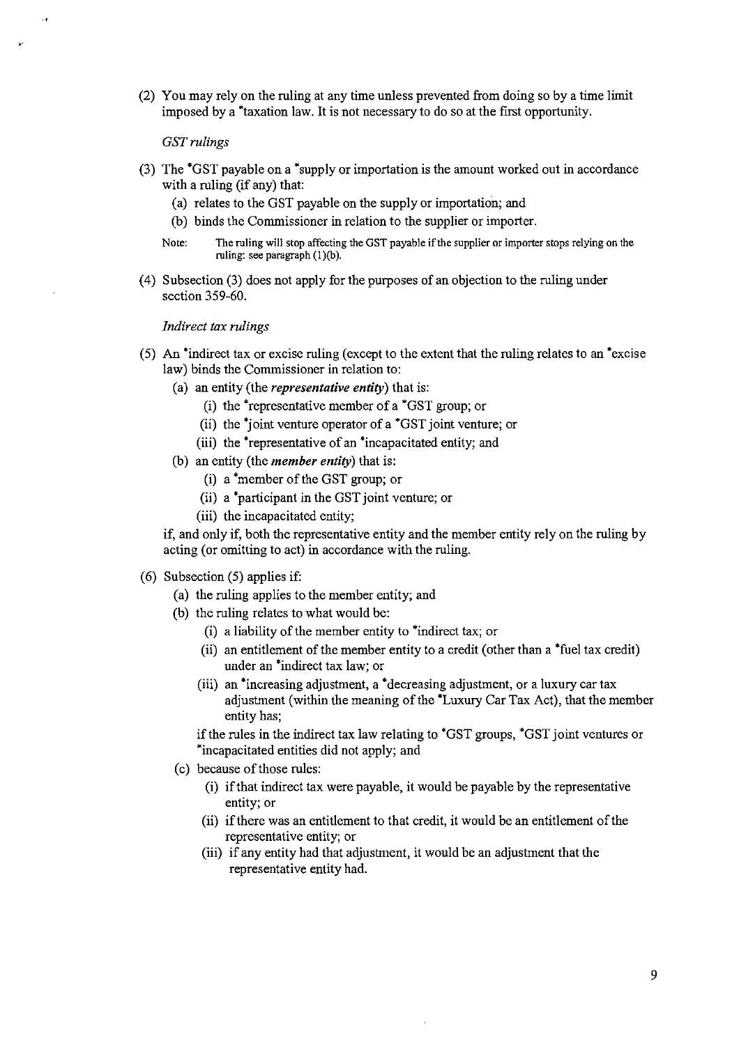(2) You may rely on the ruling at any time unless prevented from doing so by a time limit imposed by a *taxation law. It is not necessary to do so at the first opportunity.

*GST rulings*

(3) The *GST payable on a *supply or importation is the amount worked out in accordance with a ruling (if any) that:

  (a) relates to the GST payable on the supply or importation; and

  (b) binds the Commissioner in relation to the supplier or importer.

Note: The ruling will stop affecting the GST payable if the supplier or importer stops relying on the ruling: see paragraph (1)(b).

(4) Subsection (3) does not apply for the purposes of an objection to the ruling under section 359-60.

*Indirect tax rulings*

(5) An *indirect tax or excise ruling (except to the extent that the ruling relates to an *excise law) binds the Commissioner in relation to:

  (a) an entity (the ***representative entity***) that is:

    (i) the *representative member of a *GST group; or

    (ii) the *joint venture operator of a *GST joint venture; or

    (iii) the *representative of an *incapacitated entity; and

  (b) an entity (the ***member entity***) that is:

    (i) a *member of the GST group; or

    (ii) a *participant in the GST joint venture; or

    (iii) the incapacitated entity;

  if, and only if, both the representative entity and the member entity rely on the ruling by acting (or omitting to act) in accordance with the ruling.

(6) Subsection (5) applies if:

  (a) the ruling applies to the member entity; and

  (b) the ruling relates to what would be:

    (i) a liability of the member entity to *indirect tax; or

    (ii) an entitlement of the member entity to a credit (other than a *fuel tax credit) under an *indirect tax law; or

    (iii) an *increasing adjustment, a *decreasing adjustment, or a luxury car tax adjustment (within the meaning of the *Luxury Car Tax Act), that the member entity has;

  if the rules in the indirect tax law relating to *GST groups, *GST joint ventures or *incapacitated entities did not apply; and

  (c) because of those rules:

    (i) if that indirect tax were payable, it would be payable by the representative entity; or

    (ii) if there was an entitlement to that credit, it would be an entitlement of the representative entity; or

    (iii) if any entity had that adjustment, it would be an adjustment that the representative entity had.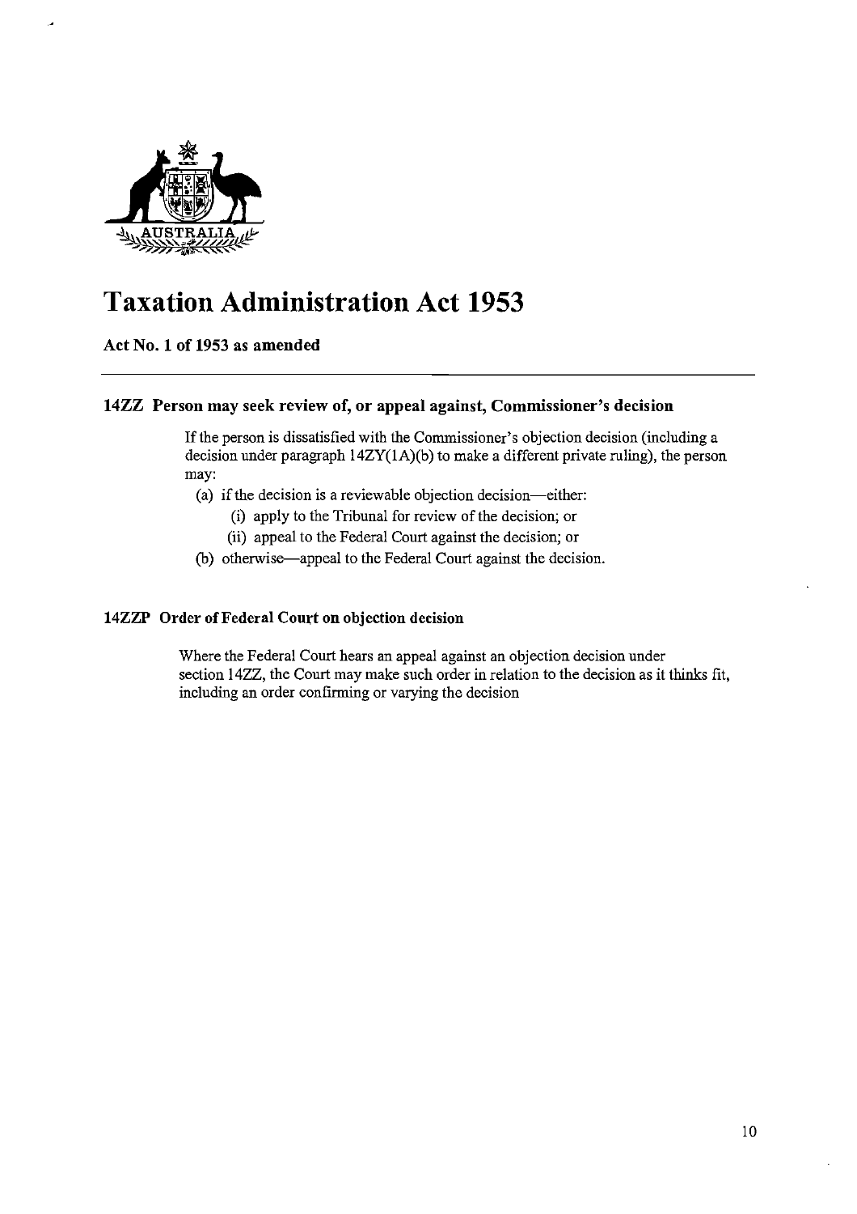# Taxation Administration Act 1953

**Act No. 1 of 1953 as amended**

---

### 14ZZ Person may seek review of, or appeal against, Commissioner's decision

If the person is dissatisfied with the Commissioner's objection decision (including a decision under paragraph 14ZY(1A)(b) to make a different private ruling), the person may:

- (a) if the decision is a reviewable objection decision—either:
  - (i) apply to the Tribunal for review of the decision; or
  - (ii) appeal to the Federal Court against the decision; or
- (b) otherwise—appeal to the Federal Court against the decision.

### 14ZZP Order of Federal Court on objection decision

Where the Federal Court hears an appeal against an objection decision under section 14ZZ, the Court may make such order in relation to the decision as it thinks fit, including an order confirming or varying the decision